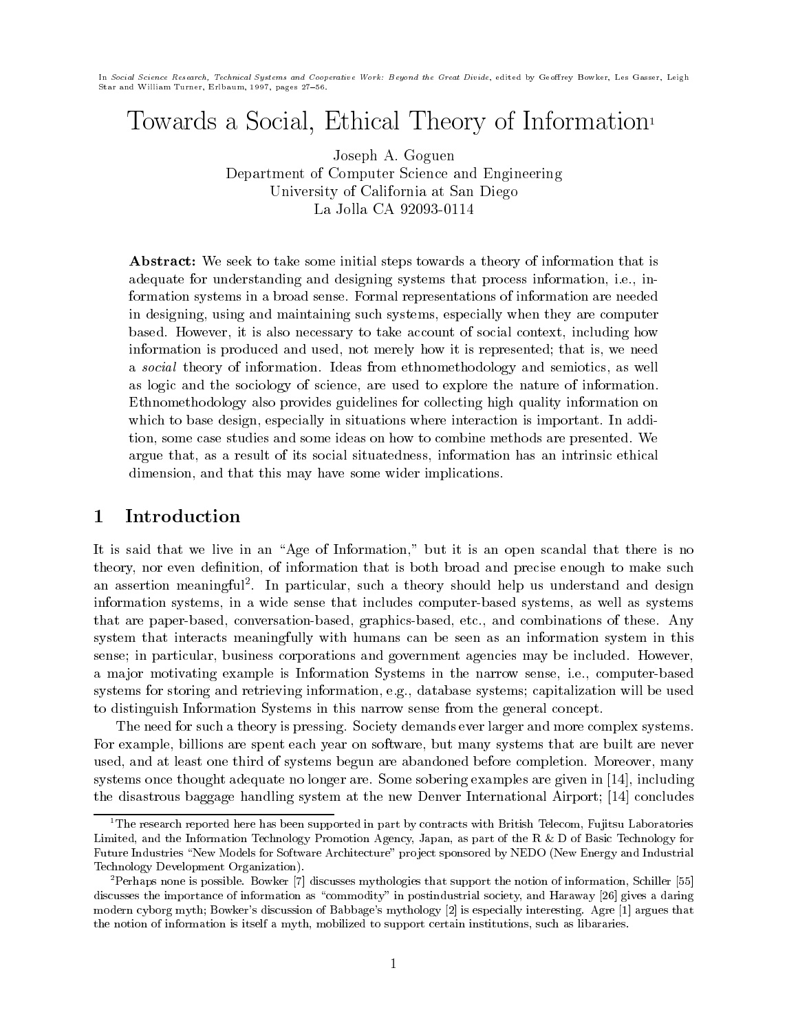In *Social Science Research, Technical Systems and Cooperative Work: Beyond the Great Divide*, edited by Geoffrey Bowker, Les Gasser, Leigh Star and William Turner, Erlbaum, 1997, pages 27–56.

# Towards a Social, Ethical Theory of Information[1]

Joseph A. Goguen
Department of Computer Science and Engineering
University of California at San Diego
La Jolla CA 92093-0114

**Abstract:** We seek to take some initial steps towards a theory of information that is adequate for understanding and designing systems that process information, i.e., information systems in a broad sense. Formal representations of information are needed in designing, using and maintaining such systems, especially when they are computer based. However, it is also necessary to take account of social context, including how information is produced and used, not merely how it is represented; that is, we need a *social* theory of information. Ideas from ethnomethodology and semiotics, as well as logic and the sociology of science, are used to explore the nature of information. Ethnomethodology also provides guidelines for collecting high quality information on which to base design, especially in situations where interaction is important. In addition, some case studies and some ideas on how to combine methods are presented. We argue that, as a result of its social situatedness, information has an intrinsic ethical dimension, and that this may have some wider implications.

## 1 Introduction

It is said that we live in an "Age of Information," but it is an open scandal that there is no theory, nor even definition, of information that is both broad and precise enough to make such an assertion meaningful[2]. In particular, such a theory should help us understand and design information systems, in a wide sense that includes computer-based systems, as well as systems that are paper-based, conversation-based, graphics-based, etc., and combinations of these. Any system that interacts meaningfully with humans can be seen as an information system in this sense; in particular, business corporations and government agencies may be included. However, a major motivating example is Information Systems in the narrow sense, i.e., computer-based systems for storing and retrieving information, e.g., database systems; capitalization will be used to distinguish Information Systems in this narrow sense from the general concept.

The need for such a theory is pressing. Society demands ever larger and more complex systems. For example, billions are spent each year on software, but many systems that are built are never used, and at least one third of systems begun are abandoned before completion. Moreover, many systems once thought adequate no longer are. Some sobering examples are given in [14], including the disastrous baggage handling system at the new Denver International Airport; [14] concludes

[1] The research reported here has been supported in part by contracts with British Telecom, Fujitsu Laboratories Limited, and the Information Technology Promotion Agency, Japan, as part of the R & D of Basic Technology for Future Industries "New Models for Software Architecture" project sponsored by NEDO (New Energy and Industrial Technology Development Organization).

[2] Perhaps none is possible. Bowker [7] discusses mythologies that support the notion of information, Schiller [55] discusses the importance of information as "commodity" in postindustrial society, and Haraway [26] gives a daring modern cyborg myth; Bowker's discussion of Babbage's mythology [2] is especially interesting. Agre [1] argues that the notion of information is itself a myth, mobilized to support certain institutions, such as libararies.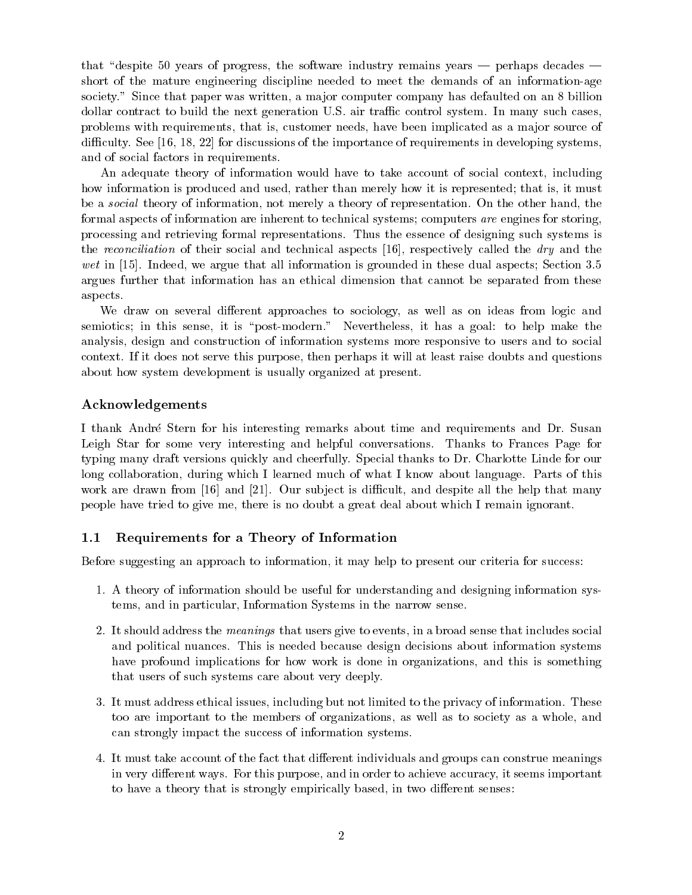that "despite 50 years of progress, the software industry remains years — perhaps decades — short of the mature engineering discipline needed to meet the demands of an information-age society." Since that paper was written, a major computer company has defaulted on an 8 billion dollar contract to build the next generation U.S. air traffic control system. In many such cases, problems with requirements, that is, customer needs, have been implicated as a major source of difficulty. See [16, 18, 22] for discussions of the importance of requirements in developing systems, and of social factors in requirements.

An adequate theory of information would have to take account of social context, including how information is produced and used, rather than merely how it is represented; that is, it must be a *social* theory of information, not merely a theory of representation. On the other hand, the formal aspects of information are inherent to technical systems; computers *are* engines for storing, processing and retrieving formal representations. Thus the essence of designing such systems is the *reconciliation* of their social and technical aspects [16], respectively called the *dry* and the *wet* in [15]. Indeed, we argue that all information is grounded in these dual aspects; Section 3.5 argues further that information has an ethical dimension that cannot be separated from these aspects.

We draw on several different approaches to sociology, as well as on ideas from logic and semiotics; in this sense, it is "post-modern." Nevertheless, it has a goal: to help make the analysis, design and construction of information systems more responsive to users and to social context. If it does not serve this purpose, then perhaps it will at least raise doubts and questions about how system development is usually organized at present.

### Acknowledgements

I thank André Stern for his interesting remarks about time and requirements and Dr. Susan Leigh Star for some very interesting and helpful conversations. Thanks to Frances Page for typing many draft versions quickly and cheerfully. Special thanks to Dr. Charlotte Linde for our long collaboration, during which I learned much of what I know about language. Parts of this work are drawn from [16] and [21]. Our subject is difficult, and despite all the help that many people have tried to give me, there is no doubt a great deal about which I remain ignorant.

## 1.1 Requirements for a Theory of Information

Before suggesting an approach to information, it may help to present our criteria for success:

1. A theory of information should be useful for understanding and designing information systems, and in particular, Information Systems in the narrow sense.
2. It should address the *meanings* that users give to events, in a broad sense that includes social and political nuances. This is needed because design decisions about information systems have profound implications for how work is done in organizations, and this is something that users of such systems care about very deeply.
3. It must address ethical issues, including but not limited to the privacy of information. These too are important to the members of organizations, as well as to society as a whole, and can strongly impact the success of information systems.
4. It must take account of the fact that different individuals and groups can construe meanings in very different ways. For this purpose, and in order to achieve accuracy, it seems important to have a theory that is strongly empirically based, in two different senses: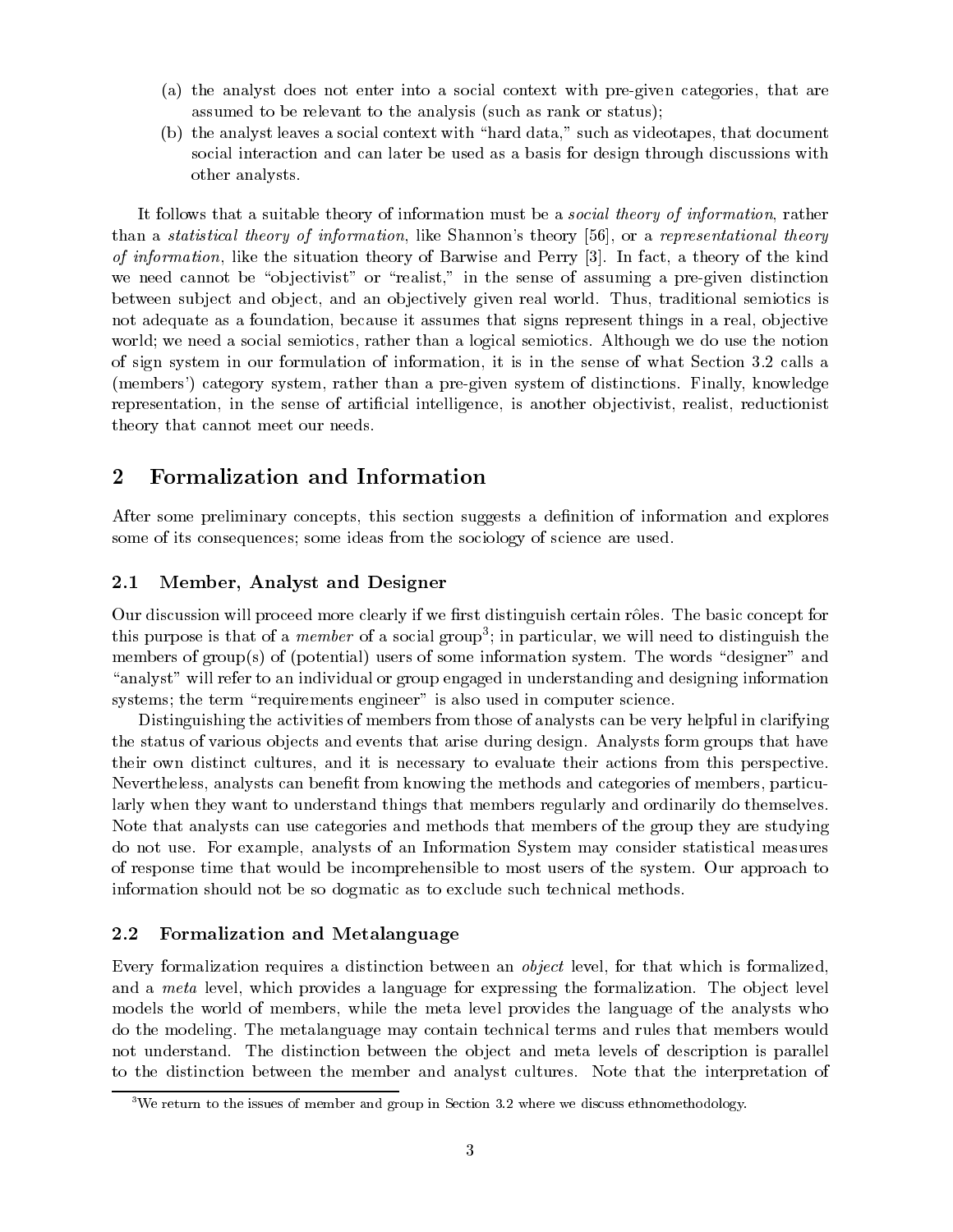(a) the analyst does not enter into a social context with pre-given categories, that are assumed to be relevant to the analysis (such as rank or status);

(b) the analyst leaves a social context with "hard data," such as videotapes, that document social interaction and can later be used as a basis for design through discussions with other analysts.

It follows that a suitable theory of information must be a *social theory of information*, rather than a *statistical theory of information*, like Shannon's theory [56], or a *representational theory of information*, like the situation theory of Barwise and Perry [3]. In fact, a theory of the kind we need cannot be "objectivist" or "realist," in the sense of assuming a pre-given distinction between subject and object, and an objectively given real world. Thus, traditional semiotics is not adequate as a foundation, because it assumes that signs represent things in a real, objective world; we need a social semiotics, rather than a logical semiotics. Although we do use the notion of sign system in our formulation of information, it is in the sense of what Section 3.2 calls a (members') category system, rather than a pre-given system of distinctions. Finally, knowledge representation, in the sense of artificial intelligence, is another objectivist, realist, reductionist theory that cannot meet our needs.

## 2 Formalization and Information

After some preliminary concepts, this section suggests a definition of information and explores some of its consequences; some ideas from the sociology of science are used.

### 2.1 Member, Analyst and Designer

Our discussion will proceed more clearly if we first distinguish certain rôles. The basic concept for this purpose is that of a *member* of a social group[3]; in particular, we will need to distinguish the members of group(s) of (potential) users of some information system. The words "designer" and "analyst" will refer to an individual or group engaged in understanding and designing information systems; the term "requirements engineer" is also used in computer science.

Distinguishing the activities of members from those of analysts can be very helpful in clarifying the status of various objects and events that arise during design. Analysts form groups that have their own distinct cultures, and it is necessary to evaluate their actions from this perspective. Nevertheless, analysts can benefit from knowing the methods and categories of members, particularly when they want to understand things that members regularly and ordinarily do themselves. Note that analysts can use categories and methods that members of the group they are studying do not use. For example, analysts of an Information System may consider statistical measures of response time that would be incomprehensible to most users of the system. Our approach to information should not be so dogmatic as to exclude such technical methods.

### 2.2 Formalization and Metalanguage

Every formalization requires a distinction between an *object* level, for that which is formalized, and a *meta* level, which provides a language for expressing the formalization. The object level models the world of members, while the meta level provides the language of the analysts who do the modeling. The metalanguage may contain technical terms and rules that members would not understand. The distinction between the object and meta levels of description is parallel to the distinction between the member and analyst cultures. Note that the interpretation of

[3] We return to the issues of member and group in Section 3.2 where we discuss ethnomethodology.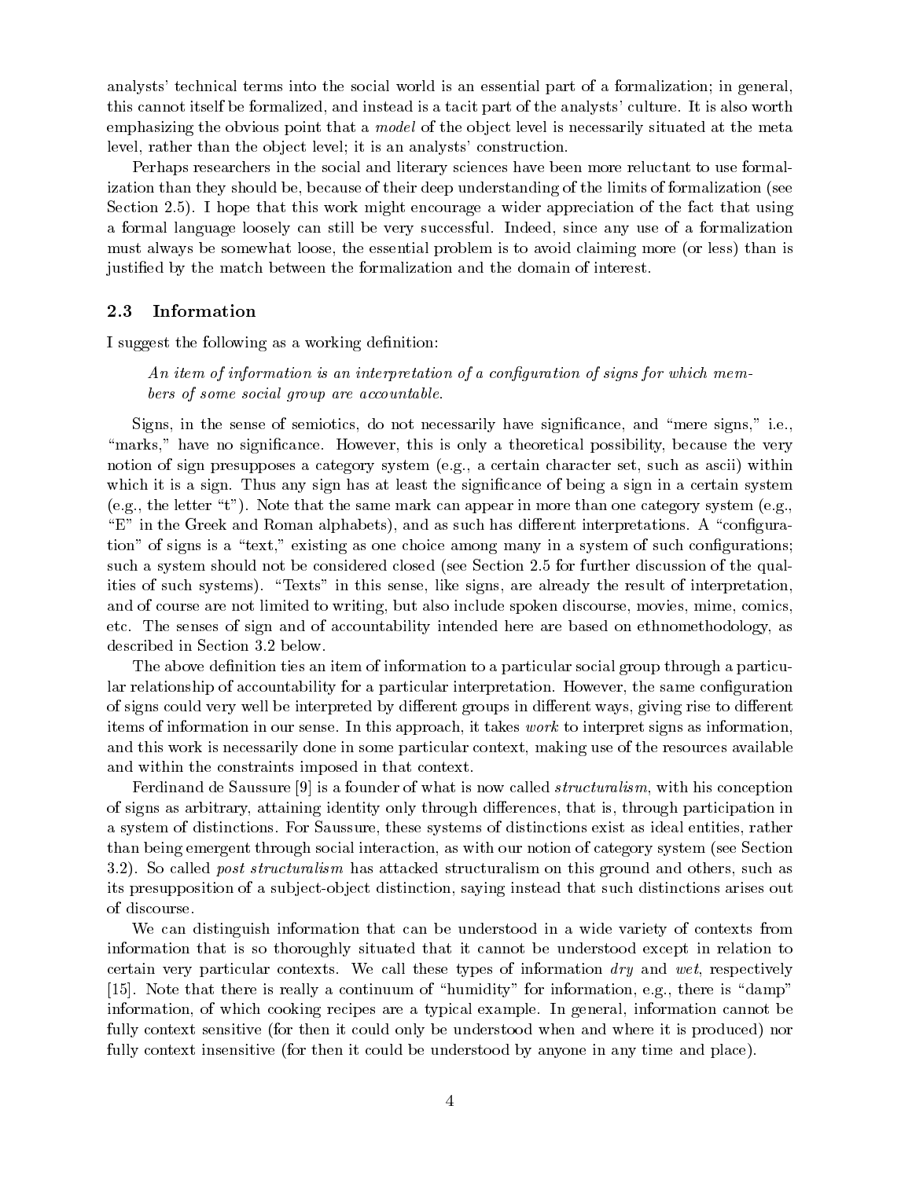analysts' technical terms into the social world is an essential part of a formalization; in general, this cannot itself be formalized, and instead is a tacit part of the analysts' culture. It is also worth emphasizing the obvious point that a *model* of the object level is necessarily situated at the meta level, rather than the object level; it is an analysts' construction.

Perhaps researchers in the social and literary sciences have been more reluctant to use formalization than they should be, because of their deep understanding of the limits of formalization (see Section 2.5). I hope that this work might encourage a wider appreciation of the fact that using a formal language loosely can still be very successful. Indeed, since any use of a formalization must always be somewhat loose, the essential problem is to avoid claiming more (or less) than is justified by the match between the formalization and the domain of interest.

### 2.3 Information

I suggest the following as a working definition:

> *An item of information is an interpretation of a configuration of signs for which members of some social group are accountable.*

Signs, in the sense of semiotics, do not necessarily have significance, and "mere signs," i.e., "marks," have no significance. However, this is only a theoretical possibility, because the very notion of sign presupposes a category system (e.g., a certain character set, such as ascii) within which it is a sign. Thus any sign has at least the significance of being a sign in a certain system (e.g., the letter "t"). Note that the same mark can appear in more than one category system (e.g., "E" in the Greek and Roman alphabets), and as such has different interpretations. A "configuration" of signs is a "text," existing as one choice among many in a system of such configurations; such a system should not be considered closed (see Section 2.5 for further discussion of the qualities of such systems). "Texts" in this sense, like signs, are already the result of interpretation, and of course are not limited to writing, but also include spoken discourse, movies, mime, comics, etc. The senses of sign and of accountability intended here are based on ethnomethodology, as described in Section 3.2 below.

The above definition ties an item of information to a particular social group through a particular relationship of accountability for a particular interpretation. However, the same configuration of signs could very well be interpreted by different groups in different ways, giving rise to different items of information in our sense. In this approach, it takes *work* to interpret signs as information, and this work is necessarily done in some particular context, making use of the resources available and within the constraints imposed in that context.

Ferdinand de Saussure [9] is a founder of what is now called *structuralism*, with his conception of signs as arbitrary, attaining identity only through differences, that is, through participation in a system of distinctions. For Saussure, these systems of distinctions exist as ideal entities, rather than being emergent through social interaction, as with our notion of category system (see Section 3.2). So called *post structuralism* has attacked structuralism on this ground and others, such as its presupposition of a subject-object distinction, saying instead that such distinctions arises out of discourse.

We can distinguish information that can be understood in a wide variety of contexts from information that is so thoroughly situated that it cannot be understood except in relation to certain very particular contexts. We call these types of information *dry* and *wet*, respectively [15]. Note that there is really a continuum of "humidity" for information, e.g., there is "damp" information, of which cooking recipes are a typical example. In general, information cannot be fully context sensitive (for then it could only be understood when and where it is produced) nor fully context insensitive (for then it could be understood by anyone in any time and place).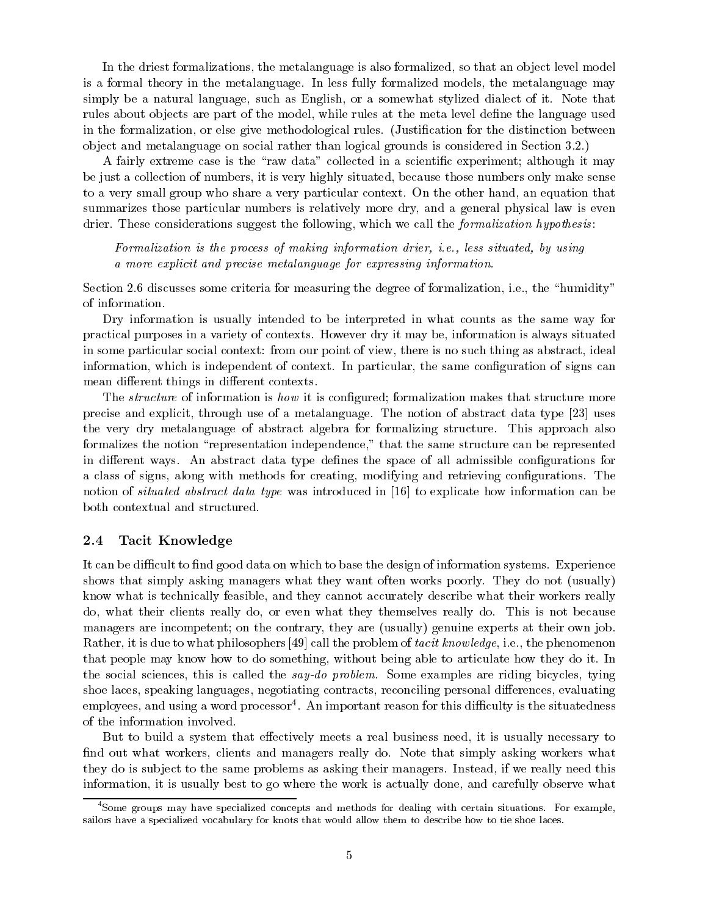In the driest formalizations, the metalanguage is also formalized, so that an object level model is a formal theory in the metalanguage. In less fully formalized models, the metalanguage may simply be a natural language, such as English, or a somewhat stylized dialect of it. Note that rules about objects are part of the model, while rules at the meta level define the language used in the formalization, or else give methodological rules. (Justification for the distinction between object and metalanguage on social rather than logical grounds is considered in Section 3.2.)

A fairly extreme case is the "raw data" collected in a scientific experiment; although it may be just a collection of numbers, it is very highly situated, because those numbers only make sense to a very small group who share a very particular context. On the other hand, an equation that summarizes those particular numbers is relatively more dry, and a general physical law is even drier. These considerations suggest the following, which we call the *formalization hypothesis*:

> *Formalization is the process of making information drier, i.e., less situated, by using a more explicit and precise metalanguage for expressing information.*

Section 2.6 discusses some criteria for measuring the degree of formalization, i.e., the "humidity" of information.

Dry information is usually intended to be interpreted in what counts as the same way for practical purposes in a variety of contexts. However dry it may be, information is always situated in some particular social context: from our point of view, there is no such thing as abstract, ideal information, which is independent of context. In particular, the same configuration of signs can mean different things in different contexts.

The *structure* of information is *how* it is configured; formalization makes that structure more precise and explicit, through use of a metalanguage. The notion of abstract data type [23] uses the very dry metalanguage of abstract algebra for formalizing structure. This approach also formalizes the notion "representation independence," that the same structure can be represented in different ways. An abstract data type defines the space of all admissible configurations for a class of signs, along with methods for creating, modifying and retrieving configurations. The notion of *situated abstract data type* was introduced in [16] to explicate how information can be both contextual and structured.

## 2.4 Tacit Knowledge

It can be difficult to find good data on which to base the design of information systems. Experience shows that simply asking managers what they want often works poorly. They do not (usually) know what is technically feasible, and they cannot accurately describe what their workers really do, what their clients really do, or even what they themselves really do. This is not because managers are incompetent; on the contrary, they are (usually) genuine experts at their own job. Rather, it is due to what philosophers [49] call the problem of *tacit knowledge*, i.e., the phenomenon that people may know how to do something, without being able to articulate how they do it. In the social sciences, this is called the *say-do problem*. Some examples are riding bicycles, tying shoe laces, speaking languages, negotiating contracts, reconciling personal differences, evaluating employees, and using a word processor[4]. An important reason for this difficulty is the situatedness of the information involved.

But to build a system that effectively meets a real business need, it is usually necessary to find out what workers, clients and managers really do. Note that simply asking workers what they do is subject to the same problems as asking their managers. Instead, if we really need this information, it is usually best to go where the work is actually done, and carefully observe what

[4] Some groups may have specialized concepts and methods for dealing with certain situations. For example, sailors have a specialized vocabulary for knots that would allow them to describe how to tie shoe laces.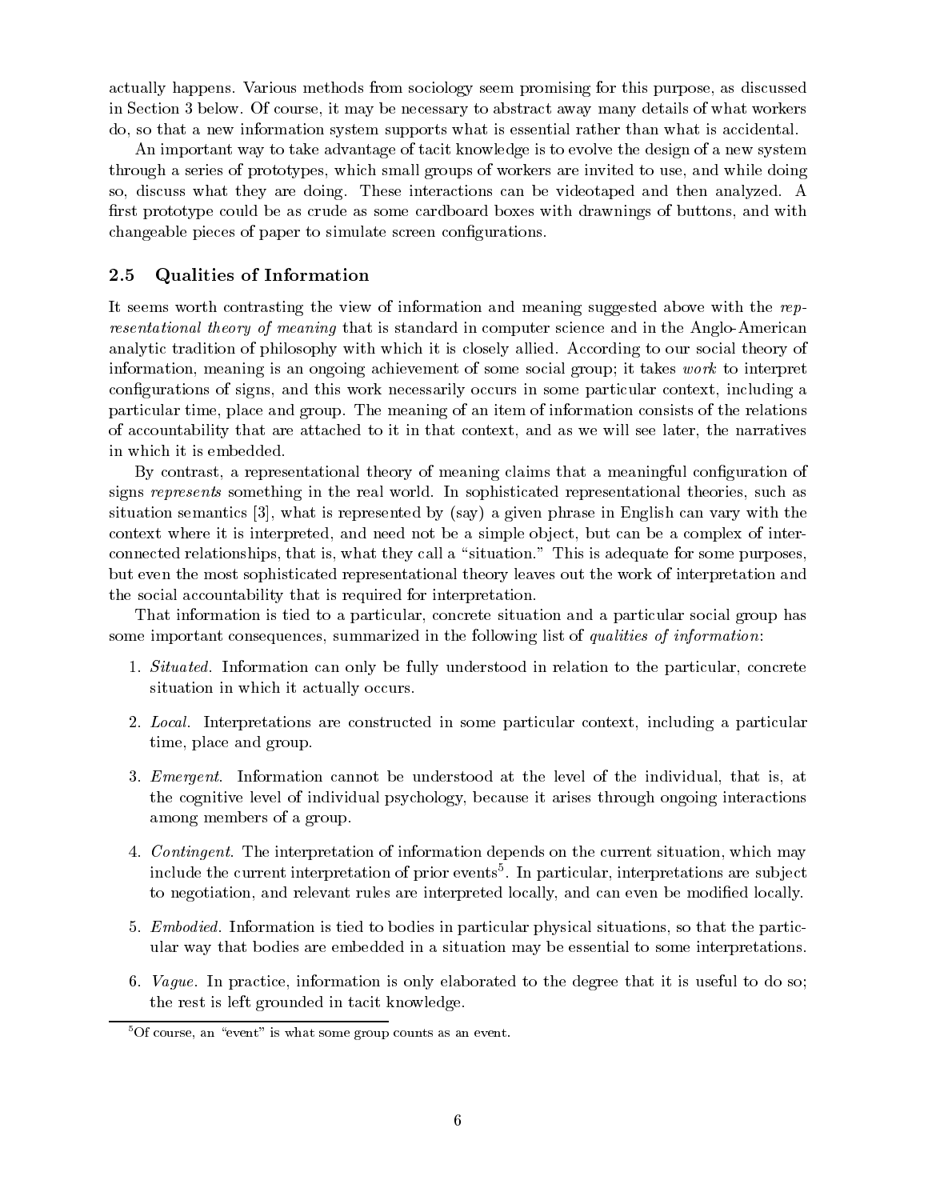actually happens. Various methods from sociology seem promising for this purpose, as discussed in Section 3 below. Of course, it may be necessary to abstract away many details of what workers do, so that a new information system supports what is essential rather than what is accidental.

An important way to take advantage of tacit knowledge is to evolve the design of a new system through a series of prototypes, which small groups of workers are invited to use, and while doing so, discuss what they are doing. These interactions can be videotaped and then analyzed. A first prototype could be as crude as some cardboard boxes with drawnings of buttons, and with changeable pieces of paper to simulate screen configurations.

### 2.5 Qualities of Information

It seems worth contrasting the view of information and meaning suggested above with the *representational theory of meaning* that is standard in computer science and in the Anglo-American analytic tradition of philosophy with which it is closely allied. According to our social theory of information, meaning is an ongoing achievement of some social group; it takes *work* to interpret configurations of signs, and this work necessarily occurs in some particular context, including a particular time, place and group. The meaning of an item of information consists of the relations of accountability that are attached to it in that context, and as we will see later, the narratives in which it is embedded.

By contrast, a representational theory of meaning claims that a meaningful configuration of signs *represents* something in the real world. In sophisticated representational theories, such as situation semantics [3], what is represented by (say) a given phrase in English can vary with the context where it is interpreted, and need not be a simple object, but can be a complex of interconnected relationships, that is, what they call a "situation." This is adequate for some purposes, but even the most sophisticated representational theory leaves out the work of interpretation and the social accountability that is required for interpretation.

That information is tied to a particular, concrete situation and a particular social group has some important consequences, summarized in the following list of *qualities of information*:

1. *Situated.* Information can only be fully understood in relation to the particular, concrete situation in which it actually occurs.
2. *Local.* Interpretations are constructed in some particular context, including a particular time, place and group.
3. *Emergent.* Information cannot be understood at the level of the individual, that is, at the cognitive level of individual psychology, because it arises through ongoing interactions among members of a group.
4. *Contingent.* The interpretation of information depends on the current situation, which may include the current interpretation of prior events[5]. In particular, interpretations are subject to negotiation, and relevant rules are interpreted locally, and can even be modified locally.
5. *Embodied.* Information is tied to bodies in particular physical situations, so that the particular way that bodies are embedded in a situation may be essential to some interpretations.
6. *Vague.* In practice, information is only elaborated to the degree that it is useful to do so; the rest is left grounded in tacit knowledge.

[5] Of course, an "event" is what some group counts as an event.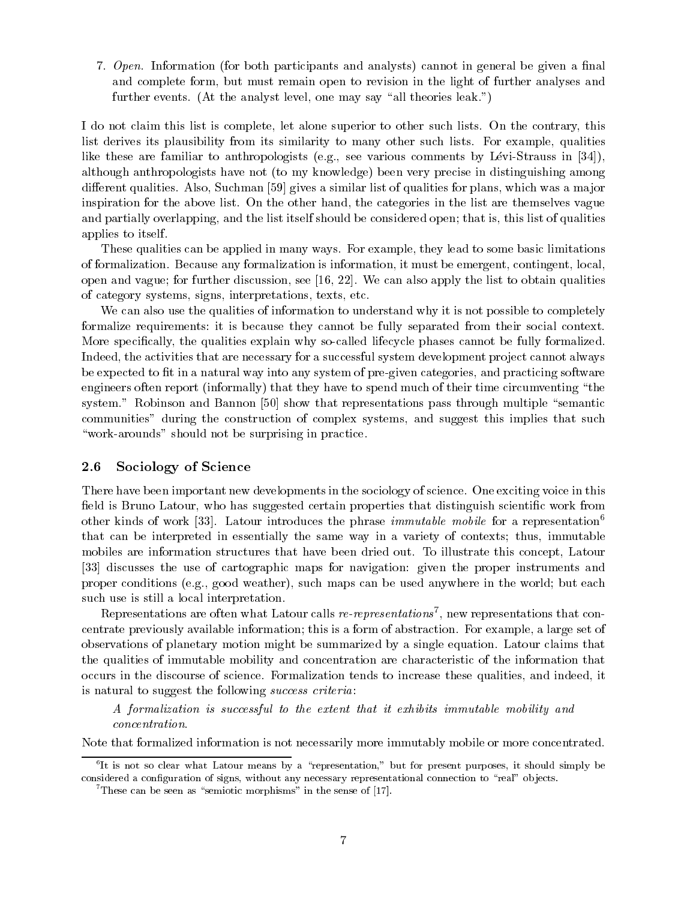7. *Open.* Information (for both participants and analysts) cannot in general be given a final and complete form, but must remain open to revision in the light of further analyses and further events. (At the analyst level, one may say "all theories leak.")

I do not claim this list is complete, let alone superior to other such lists. On the contrary, this list derives its plausibility from its similarity to many other such lists. For example, qualities like these are familiar to anthropologists (e.g., see various comments by Lévi-Strauss in [34]), although anthropologists have not (to my knowledge) been very precise in distinguishing among different qualities. Also, Suchman [59] gives a similar list of qualities for plans, which was a major inspiration for the above list. On the other hand, the categories in the list are themselves vague and partially overlapping, and the list itself should be considered open; that is, this list of qualities applies to itself.

These qualities can be applied in many ways. For example, they lead to some basic limitations of formalization. Because any formalization is information, it must be emergent, contingent, local, open and vague; for further discussion, see [16, 22]. We can also apply the list to obtain qualities of category systems, signs, interpretations, texts, etc.

We can also use the qualities of information to understand why it is not possible to completely formalize requirements: it is because they cannot be fully separated from their social context. More specifically, the qualities explain why so-called lifecycle phases cannot be fully formalized. Indeed, the activities that are necessary for a successful system development project cannot always be expected to fit in a natural way into any system of pre-given categories, and practicing software engineers often report (informally) that they have to spend much of their time circumventing "the system." Robinson and Bannon [50] show that representations pass through multiple "semantic communities" during the construction of complex systems, and suggest this implies that such "work-arounds" should not be surprising in practice.

## 2.6 Sociology of Science

There have been important new developments in the sociology of science. One exciting voice in this field is Bruno Latour, who has suggested certain properties that distinguish scientific work from other kinds of work [33]. Latour introduces the phrase *immutable mobile* for a representation[6] that can be interpreted in essentially the same way in a variety of contexts; thus, immutable mobiles are information structures that have been dried out. To illustrate this concept, Latour [33] discusses the use of cartographic maps for navigation: given the proper instruments and proper conditions (e.g., good weather), such maps can be used anywhere in the world; but each such use is still a local interpretation.

Representations are often what Latour calls *re-representations*[7], new representations that concentrate previously available information; this is a form of abstraction. For example, a large set of observations of planetary motion might be summarized by a single equation. Latour claims that the qualities of immutable mobility and concentration are characteristic of the information that occurs in the discourse of science. Formalization tends to increase these qualities, and indeed, it is natural to suggest the following *success criteria*:

> *A formalization is successful to the extent that it exhibits immutable mobility and concentration.*

Note that formalized information is not necessarily more immutably mobile or more concentrated.

[6] It is not so clear what Latour means by a "representation," but for present purposes, it should simply be considered a configuration of signs, without any necessary representational connection to "real" objects.

[7] These can be seen as "semiotic morphisms" in the sense of [17].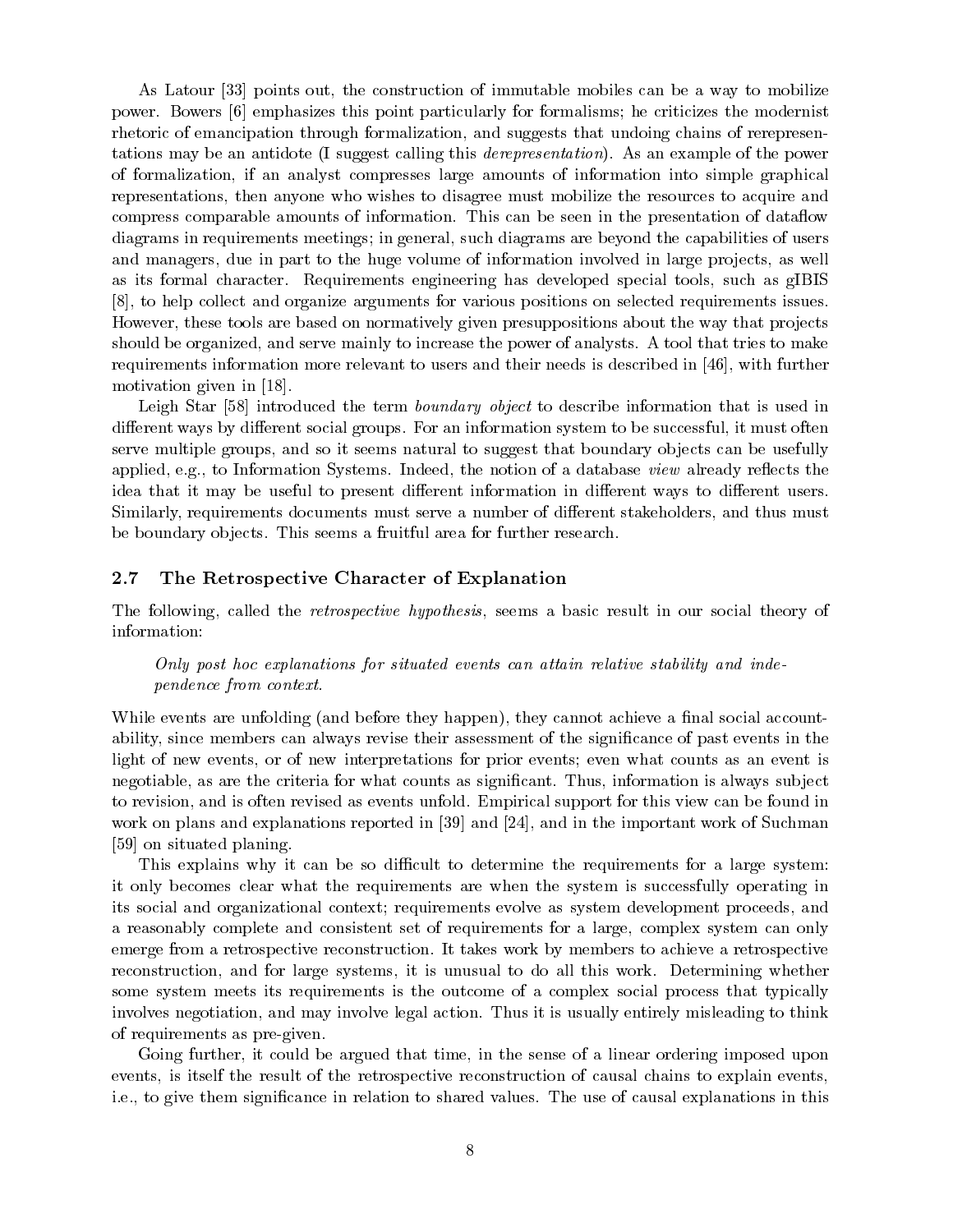As Latour [33] points out, the construction of immutable mobiles can be a way to mobilize power. Bowers [6] emphasizes this point particularly for formalisms; he criticizes the modernist rhetoric of emancipation through formalization, and suggests that undoing chains of rerepresentations may be an antidote (I suggest calling this *derepresentation*). As an example of the power of formalization, if an analyst compresses large amounts of information into simple graphical representations, then anyone who wishes to disagree must mobilize the resources to acquire and compress comparable amounts of information. This can be seen in the presentation of dataflow diagrams in requirements meetings; in general, such diagrams are beyond the capabilities of users and managers, due in part to the huge volume of information involved in large projects, as well as its formal character. Requirements engineering has developed special tools, such as gIBIS [8], to help collect and organize arguments for various positions on selected requirements issues. However, these tools are based on normatively given presuppositions about the way that projects should be organized, and serve mainly to increase the power of analysts. A tool that tries to make requirements information more relevant to users and their needs is described in [46], with further motivation given in [18].

Leigh Star [58] introduced the term *boundary object* to describe information that is used in different ways by different social groups. For an information system to be successful, it must often serve multiple groups, and so it seems natural to suggest that boundary objects can be usefully applied, e.g., to Information Systems. Indeed, the notion of a database *view* already reflects the idea that it may be useful to present different information in different ways to different users. Similarly, requirements documents must serve a number of different stakeholders, and thus must be boundary objects. This seems a fruitful area for further research.

### 2.7 The Retrospective Character of Explanation

The following, called the *retrospective hypothesis*, seems a basic result in our social theory of information:

> *Only post hoc explanations for situated events can attain relative stability and independence from context.*

While events are unfolding (and before they happen), they cannot achieve a final social accountability, since members can always revise their assessment of the significance of past events in the light of new events, or of new interpretations for prior events; even what counts as an event is negotiable, as are the criteria for what counts as significant. Thus, information is always subject to revision, and is often revised as events unfold. Empirical support for this view can be found in work on plans and explanations reported in [39] and [24], and in the important work of Suchman [59] on situated planing.

This explains why it can be so difficult to determine the requirements for a large system: it only becomes clear what the requirements are when the system is successfully operating in its social and organizational context; requirements evolve as system development proceeds, and a reasonably complete and consistent set of requirements for a large, complex system can only emerge from a retrospective reconstruction. It takes work by members to achieve a retrospective reconstruction, and for large systems, it is unusual to do all this work. Determining whether some system meets its requirements is the outcome of a complex social process that typically involves negotiation, and may involve legal action. Thus it is usually entirely misleading to think of requirements as pre-given.

Going further, it could be argued that time, in the sense of a linear ordering imposed upon events, is itself the result of the retrospective reconstruction of causal chains to explain events, i.e., to give them significance in relation to shared values. The use of causal explanations in this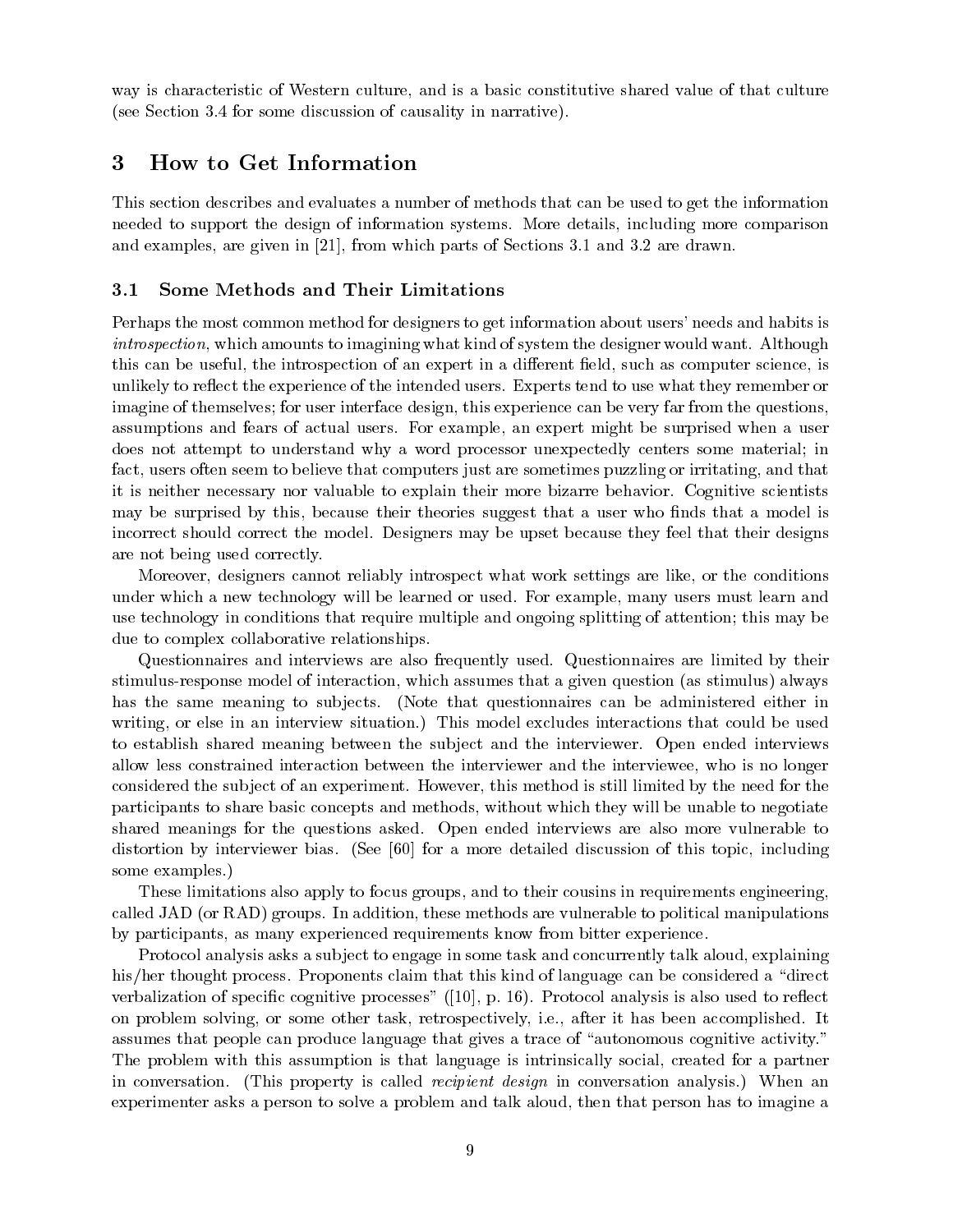way is characteristic of Western culture, and is a basic constitutive shared value of that culture (see Section 3.4 for some discussion of causality in narrative).

# 3 How to Get Information

This section describes and evaluates a number of methods that can be used to get the information needed to support the design of information systems. More details, including more comparison and examples, are given in [21], from which parts of Sections 3.1 and 3.2 are drawn.

## 3.1 Some Methods and Their Limitations

Perhaps the most common method for designers to get information about users' needs and habits is *introspection*, which amounts to imagining what kind of system the designer would want. Although this can be useful, the introspection of an expert in a different field, such as computer science, is unlikely to reflect the experience of the intended users. Experts tend to use what they remember or imagine of themselves; for user interface design, this experience can be very far from the questions, assumptions and fears of actual users. For example, an expert might be surprised when a user does not attempt to understand why a word processor unexpectedly centers some material; in fact, users often seem to believe that computers just are sometimes puzzling or irritating, and that it is neither necessary nor valuable to explain their more bizarre behavior. Cognitive scientists may be surprised by this, because their theories suggest that a user who finds that a model is incorrect should correct the model. Designers may be upset because they feel that their designs are not being used correctly.

Moreover, designers cannot reliably introspect what work settings are like, or the conditions under which a new technology will be learned or used. For example, many users must learn and use technology in conditions that require multiple and ongoing splitting of attention; this may be due to complex collaborative relationships.

Questionnaires and interviews are also frequently used. Questionnaires are limited by their stimulus-response model of interaction, which assumes that a given question (as stimulus) always has the same meaning to subjects. (Note that questionnaires can be administered either in writing, or else in an interview situation.) This model excludes interactions that could be used to establish shared meaning between the subject and the interviewer. Open ended interviews allow less constrained interaction between the interviewer and the interviewee, who is no longer considered the subject of an experiment. However, this method is still limited by the need for the participants to share basic concepts and methods, without which they will be unable to negotiate shared meanings for the questions asked. Open ended interviews are also more vulnerable to distortion by interviewer bias. (See [60] for a more detailed discussion of this topic, including some examples.)

These limitations also apply to focus groups, and to their cousins in requirements engineering, called JAD (or RAD) groups. In addition, these methods are vulnerable to political manipulations by participants, as many experienced requirements know from bitter experience.

Protocol analysis asks a subject to engage in some task and concurrently talk aloud, explaining his/her thought process. Proponents claim that this kind of language can be considered a "direct verbalization of specific cognitive processes" ([10], p. 16). Protocol analysis is also used to reflect on problem solving, or some other task, retrospectively, i.e., after it has been accomplished. It assumes that people can produce language that gives a trace of "autonomous cognitive activity." The problem with this assumption is that language is intrinsically social, created for a partner in conversation. (This property is called *recipient design* in conversation analysis.) When an experimenter asks a person to solve a problem and talk aloud, then that person has to imagine a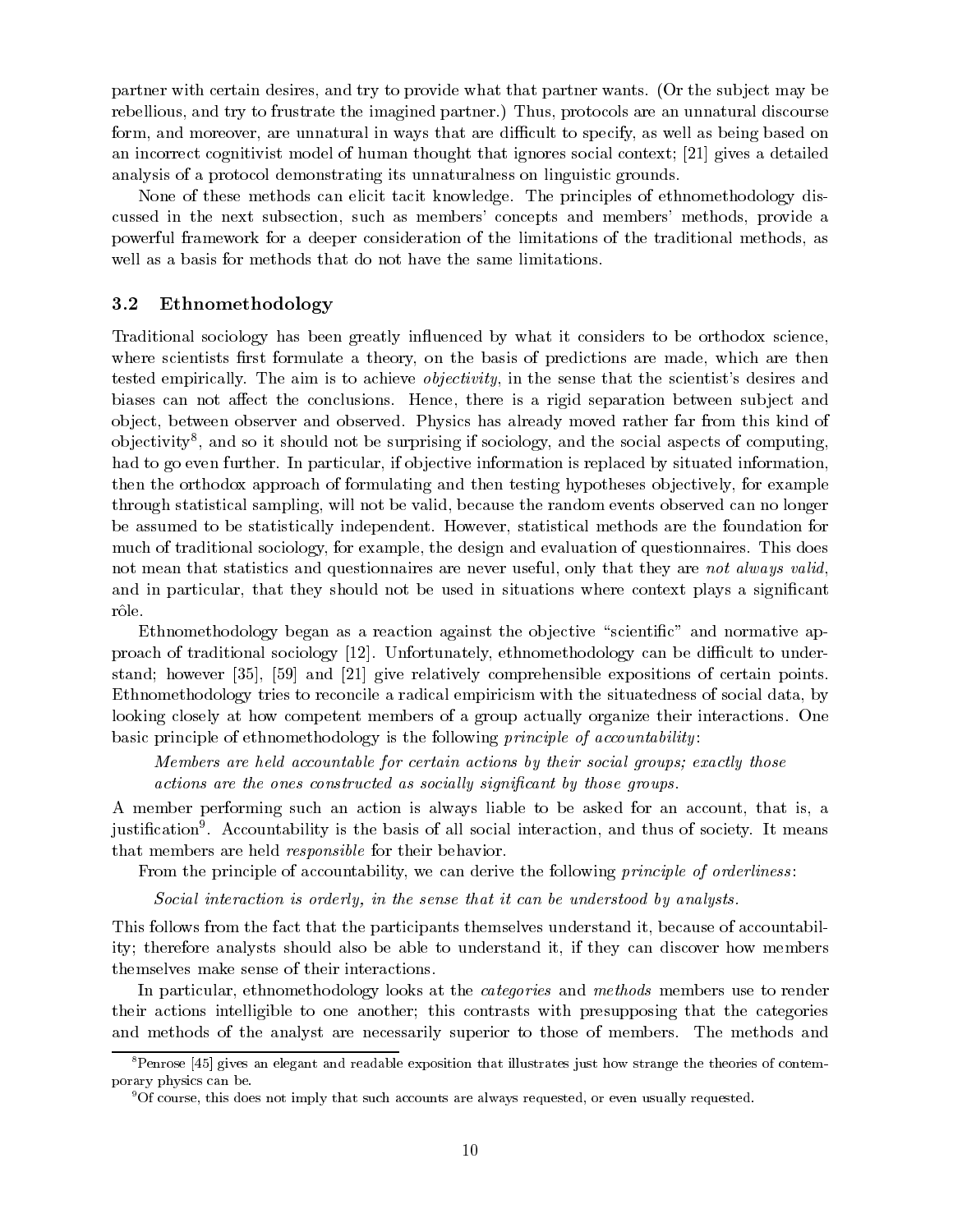partner with certain desires, and try to provide what that partner wants. (Or the subject may be rebellious, and try to frustrate the imagined partner.) Thus, protocols are an unnatural discourse form, and moreover, are unnatural in ways that are difficult to specify, as well as being based on an incorrect cognitivist model of human thought that ignores social context; [21] gives a detailed analysis of a protocol demonstrating its unnaturalness on linguistic grounds.

None of these methods can elicit tacit knowledge. The principles of ethnomethodology discussed in the next subsection, such as members' concepts and members' methods, provide a powerful framework for a deeper consideration of the limitations of the traditional methods, as well as a basis for methods that do not have the same limitations.

### 3.2 Ethnomethodology

Traditional sociology has been greatly influenced by what it considers to be orthodox science, where scientists first formulate a theory, on the basis of predictions are made, which are then tested empirically. The aim is to achieve *objectivity*, in the sense that the scientist's desires and biases can not affect the conclusions. Hence, there is a rigid separation between subject and object, between observer and observed. Physics has already moved rather far from this kind of objectivity[8], and so it should not be surprising if sociology, and the social aspects of computing, had to go even further. In particular, if objective information is replaced by situated information, then the orthodox approach of formulating and then testing hypotheses objectively, for example through statistical sampling, will not be valid, because the random events observed can no longer be assumed to be statistically independent. However, statistical methods are the foundation for much of traditional sociology, for example, the design and evaluation of questionnaires. This does not mean that statistics and questionnaires are never useful, only that they are *not always valid*, and in particular, that they should not be used in situations where context plays a significant rôle.

Ethnomethodology began as a reaction against the objective "scientific" and normative approach of traditional sociology [12]. Unfortunately, ethnomethodology can be difficult to understand; however [35], [59] and [21] give relatively comprehensible expositions of certain points. Ethnomethodology tries to reconcile a radical empiricism with the situatedness of social data, by looking closely at how competent members of a group actually organize their interactions. One basic principle of ethnomethodology is the following *principle of accountability*:

> *Members are held accountable for certain actions by their social groups; exactly those actions are the ones constructed as socially significant by those groups.*

A member performing such an action is always liable to be asked for an account, that is, a justification[9]. Accountability is the basis of all social interaction, and thus of society. It means that members are held *responsible* for their behavior.

From the principle of accountability, we can derive the following *principle of orderliness*:

> *Social interaction is orderly, in the sense that it can be understood by analysts.*

This follows from the fact that the participants themselves understand it, because of accountability; therefore analysts should also be able to understand it, if they can discover how members themselves make sense of their interactions.

In particular, ethnomethodology looks at the *categories* and *methods* members use to render their actions intelligible to one another; this contrasts with presupposing that the categories and methods of the analyst are necessarily superior to those of members. The methods and

---

[8] Penrose [45] gives an elegant and readable exposition that illustrates just how strange the theories of contemporary physics can be.

[9] Of course, this does not imply that such accounts are always requested, or even usually requested.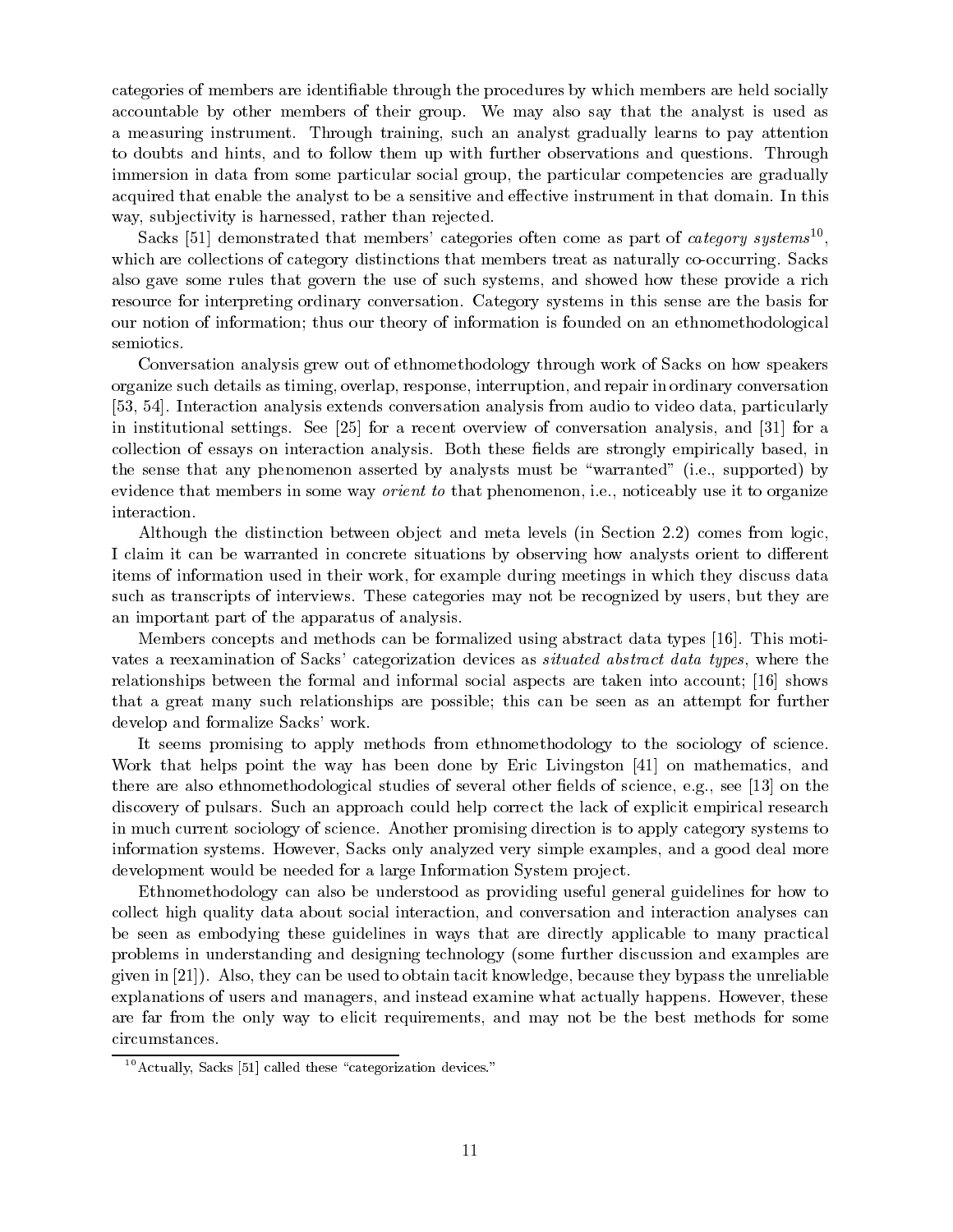categories of members are identifiable through the procedures by which members are held socially accountable by other members of their group. We may also say that the analyst is used as a measuring instrument. Through training, such an analyst gradually learns to pay attention to doubts and hints, and to follow them up with further observations and questions. Through immersion in data from some particular social group, the particular competencies are gradually acquired that enable the analyst to be a sensitive and effective instrument in that domain. In this way, subjectivity is harnessed, rather than rejected.

Sacks [51] demonstrated that members' categories often come as part of *category systems*[10], which are collections of category distinctions that members treat as naturally co-occurring. Sacks also gave some rules that govern the use of such systems, and showed how these provide a rich resource for interpreting ordinary conversation. Category systems in this sense are the basis for our notion of information; thus our theory of information is founded on an ethnomethodological semiotics.

Conversation analysis grew out of ethnomethodology through work of Sacks on how speakers organize such details as timing, overlap, response, interruption, and repair in ordinary conversation [53, 54]. Interaction analysis extends conversation analysis from audio to video data, particularly in institutional settings. See [25] for a recent overview of conversation analysis, and [31] for a collection of essays on interaction analysis. Both these fields are strongly empirically based, in the sense that any phenomenon asserted by analysts must be "warranted" (i.e., supported) by evidence that members in some way *orient to* that phenomenon, i.e., noticeably use it to organize interaction.

Although the distinction between object and meta levels (in Section 2.2) comes from logic, I claim it can be warranted in concrete situations by observing how analysts orient to different items of information used in their work, for example during meetings in which they discuss data such as transcripts of interviews. These categories may not be recognized by users, but they are an important part of the apparatus of analysis.

Members concepts and methods can be formalized using abstract data types [16]. This motivates a reexamination of Sacks' categorization devices as *situated abstract data types*, where the relationships between the formal and informal social aspects are taken into account; [16] shows that a great many such relationships are possible; this can be seen as an attempt for further develop and formalize Sacks' work.

It seems promising to apply methods from ethnomethodology to the sociology of science. Work that helps point the way has been done by Eric Livingston [41] on mathematics, and there are also ethnomethodological studies of several other fields of science, e.g., see [13] on the discovery of pulsars. Such an approach could help correct the lack of explicit empirical research in much current sociology of science. Another promising direction is to apply category systems to information systems. However, Sacks only analyzed very simple examples, and a good deal more development would be needed for a large Information System project.

Ethnomethodology can also be understood as providing useful general guidelines for how to collect high quality data about social interaction, and conversation and interaction analyses can be seen as embodying these guidelines in ways that are directly applicable to many practical problems in understanding and designing technology (some further discussion and examples are given in [21]). Also, they can be used to obtain tacit knowledge, because they bypass the unreliable explanations of users and managers, and instead examine what actually happens. However, these are far from the only way to elicit requirements, and may not be the best methods for some circumstances.

---

[10] Actually, Sacks [51] called these "categorization devices."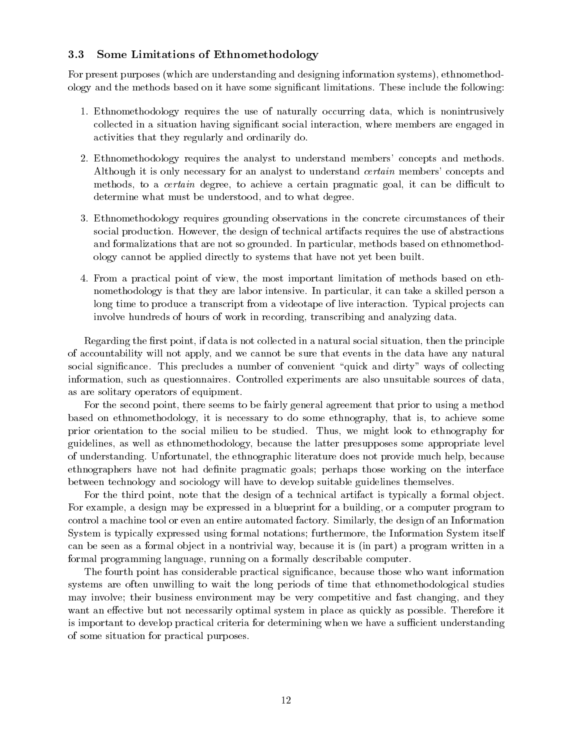### 3.3 Some Limitations of Ethnomethodology

For present purposes (which are understanding and designing information systems), ethnomethodology and the methods based on it have some significant limitations. These include the following:

1. Ethnomethodology requires the use of naturally occurring data, which is nonintrusively collected in a situation having significant social interaction, where members are engaged in activities that they regularly and ordinarily do.

2. Ethnomethodology requires the analyst to understand members' concepts and methods. Although it is only necessary for an analyst to understand *certain* members' concepts and methods, to a *certain* degree, to achieve a certain pragmatic goal, it can be difficult to determine what must be understood, and to what degree.

3. Ethnomethodology requires grounding observations in the concrete circumstances of their social production. However, the design of technical artifacts requires the use of abstractions and formalizations that are not so grounded. In particular, methods based on ethnomethodology cannot be applied directly to systems that have not yet been built.

4. From a practical point of view, the most important limitation of methods based on ethnomethodology is that they are labor intensive. In particular, it can take a skilled person a long time to produce a transcript from a videotape of live interaction. Typical projects can involve hundreds of hours of work in recording, transcribing and analyzing data.

Regarding the first point, if data is not collected in a natural social situation, then the principle of accountability will not apply, and we cannot be sure that events in the data have any natural social significance. This precludes a number of convenient "quick and dirty" ways of collecting information, such as questionnaires. Controlled experiments are also unsuitable sources of data, as are solitary operators of equipment.

For the second point, there seems to be fairly general agreement that prior to using a method based on ethnomethodology, it is necessary to do some ethnography, that is, to achieve some prior orientation to the social milieu to be studied. Thus, we might look to ethnography for guidelines, as well as ethnomethodology, because the latter presupposes some appropriate level of understanding. Unfortunatel, the ethnographic literature does not provide much help, because ethnographers have not had definite pragmatic goals; perhaps those working on the interface between technology and sociology will have to develop suitable guidelines themselves.

For the third point, note that the design of a technical artifact is typically a formal object. For example, a design may be expressed in a blueprint for a building, or a computer program to control a machine tool or even an entire automated factory. Similarly, the design of an Information System is typically expressed using formal notations; furthermore, the Information System itself can be seen as a formal object in a nontrivial way, because it is (in part) a program written in a formal programming language, running on a formally describable computer.

The fourth point has considerable practical significance, because those who want information systems are often unwilling to wait the long periods of time that ethnomethodological studies may involve; their business environment may be very competitive and fast changing, and they want an effective but not necessarily optimal system in place as quickly as possible. Therefore it is important to develop practical criteria for determining when we have a sufficient understanding of some situation for practical purposes.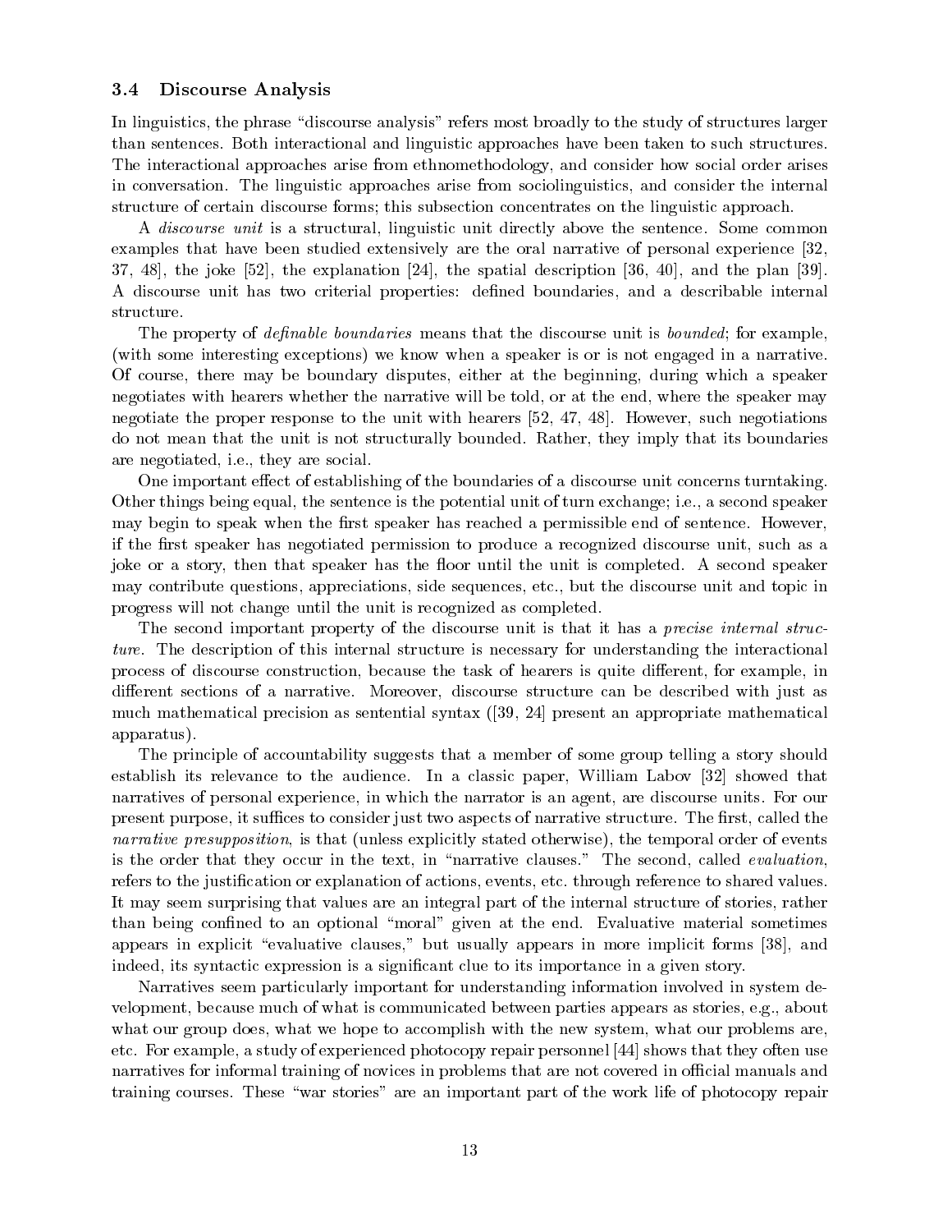### 3.4 Discourse Analysis

In linguistics, the phrase "discourse analysis" refers most broadly to the study of structures larger than sentences. Both interactional and linguistic approaches have been taken to such structures. The interactional approaches arise from ethnomethodology, and consider how social order arises in conversation. The linguistic approaches arise from sociolinguistics, and consider the internal structure of certain discourse forms; this subsection concentrates on the linguistic approach.

A *discourse unit* is a structural, linguistic unit directly above the sentence. Some common examples that have been studied extensively are the oral narrative of personal experience [32, 37, 48], the joke [52], the explanation [24], the spatial description [36, 40], and the plan [39]. A discourse unit has two criterial properties: defined boundaries, and a describable internal structure.

The property of *definable boundaries* means that the discourse unit is *bounded*; for example, (with some interesting exceptions) we know when a speaker is or is not engaged in a narrative. Of course, there may be boundary disputes, either at the beginning, during which a speaker negotiates with hearers whether the narrative will be told, or at the end, where the speaker may negotiate the proper response to the unit with hearers [52, 47, 48]. However, such negotiations do not mean that the unit is not structurally bounded. Rather, they imply that its boundaries are negotiated, i.e., they are social.

One important effect of establishing of the boundaries of a discourse unit concerns turntaking. Other things being equal, the sentence is the potential unit of turn exchange; i.e., a second speaker may begin to speak when the first speaker has reached a permissible end of sentence. However, if the first speaker has negotiated permission to produce a recognized discourse unit, such as a joke or a story, then that speaker has the floor until the unit is completed. A second speaker may contribute questions, appreciations, side sequences, etc., but the discourse unit and topic in progress will not change until the unit is recognized as completed.

The second important property of the discourse unit is that it has a *precise internal structure*. The description of this internal structure is necessary for understanding the interactional process of discourse construction, because the task of hearers is quite different, for example, in different sections of a narrative. Moreover, discourse structure can be described with just as much mathematical precision as sentential syntax ([39, 24] present an appropriate mathematical apparatus).

The principle of accountability suggests that a member of some group telling a story should establish its relevance to the audience. In a classic paper, William Labov [32] showed that narratives of personal experience, in which the narrator is an agent, are discourse units. For our present purpose, it suffices to consider just two aspects of narrative structure. The first, called the *narrative presupposition*, is that (unless explicitly stated otherwise), the temporal order of events is the order that they occur in the text, in "narrative clauses." The second, called *evaluation*, refers to the justification or explanation of actions, events, etc. through reference to shared values. It may seem surprising that values are an integral part of the internal structure of stories, rather than being confined to an optional "moral" given at the end. Evaluative material sometimes appears in explicit "evaluative clauses," but usually appears in more implicit forms [38], and indeed, its syntactic expression is a significant clue to its importance in a given story.

Narratives seem particularly important for understanding information involved in system development, because much of what is communicated between parties appears as stories, e.g., about what our group does, what we hope to accomplish with the new system, what our problems are, etc. For example, a study of experienced photocopy repair personnel [44] shows that they often use narratives for informal training of novices in problems that are not covered in official manuals and training courses. These "war stories" are an important part of the work life of photocopy repair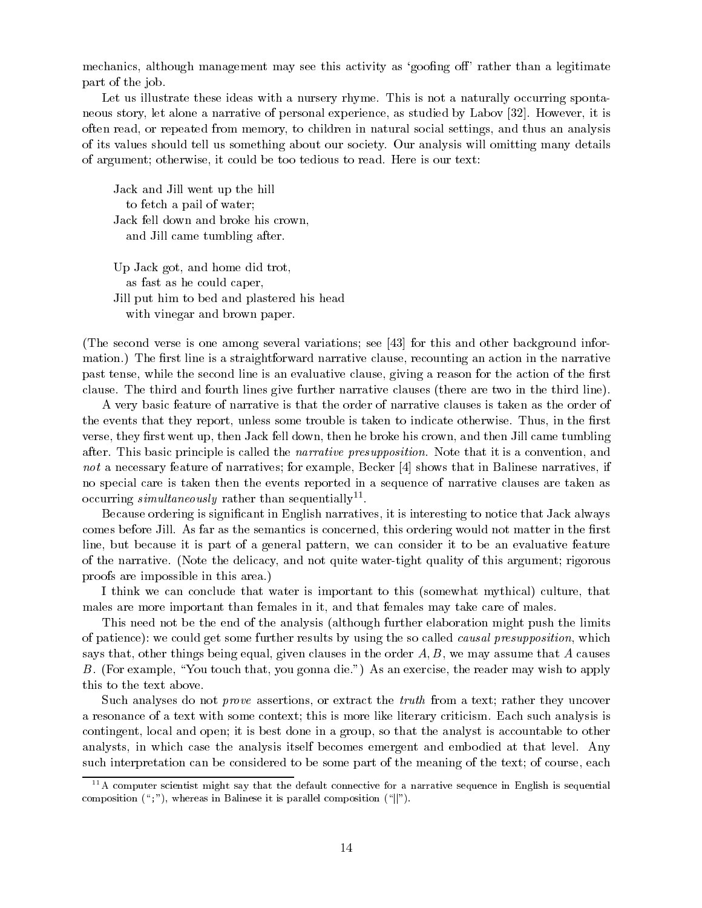mechanics, although management may see this activity as 'goofing off' rather than a legitimate part of the job.

Let us illustrate these ideas with a nursery rhyme. This is not a naturally occurring spontaneous story, let alone a narrative of personal experience, as studied by Labov [32]. However, it is often read, or repeated from memory, to children in natural social settings, and thus an analysis of its values should tell us something about our society. Our analysis will omitting many details of argument; otherwise, it could be too tedious to read. Here is our text:

> Jack and Jill went up the hill
>   to fetch a pail of water;
> Jack fell down and broke his crown,
>   and Jill came tumbling after.
>
> Up Jack got, and home did trot,
>   as fast as he could caper,
> Jill put him to bed and plastered his head
>   with vinegar and brown paper.

(The second verse is one among several variations; see [43] for this and other background information.) The first line is a straightforward narrative clause, recounting an action in the narrative past tense, while the second line is an evaluative clause, giving a reason for the action of the first clause. The third and fourth lines give further narrative clauses (there are two in the third line).

A very basic feature of narrative is that the order of narrative clauses is taken as the order of the events that they report, unless some trouble is taken to indicate otherwise. Thus, in the first verse, they first went up, then Jack fell down, then he broke his crown, and then Jill came tumbling after. This basic principle is called the *narrative presupposition*. Note that it is a convention, and *not* a necessary feature of narratives; for example, Becker [4] shows that in Balinese narratives, if no special care is taken then the events reported in a sequence of narrative clauses are taken as occurring *simultaneously* rather than sequentially[11].

Because ordering is significant in English narratives, it is interesting to notice that Jack always comes before Jill. As far as the semantics is concerned, this ordering would not matter in the first line, but because it is part of a general pattern, we can consider it to be an evaluative feature of the narrative. (Note the delicacy, and not quite water-tight quality of this argument; rigorous proofs are impossible in this area.)

I think we can conclude that water is important to this (somewhat mythical) culture, that males are more important than females in it, and that females may take care of males.

This need not be the end of the analysis (although further elaboration might push the limits of patience): we could get some further results by using the so called *causal presupposition*, which says that, other things being equal, given clauses in the order $A, B$, we may assume that $A$ causes $B$. (For example, "You touch that, you gonna die.") As an exercise, the reader may wish to apply this to the text above.

Such analyses do not *prove* assertions, or extract the *truth* from a text; rather they uncover a resonance of a text with some context; this is more like literary criticism. Each such analysis is contingent, local and open; it is best done in a group, so that the analyst is accountable to other analysts, in which case the analysis itself becomes emergent and embodied at that level. Any such interpretation can be considered to be some part of the meaning of the text; of course, each

---

[11] A computer scientist might say that the default connective for a narrative sequence in English is sequential composition (";"), whereas in Balinese it is parallel composition ("||").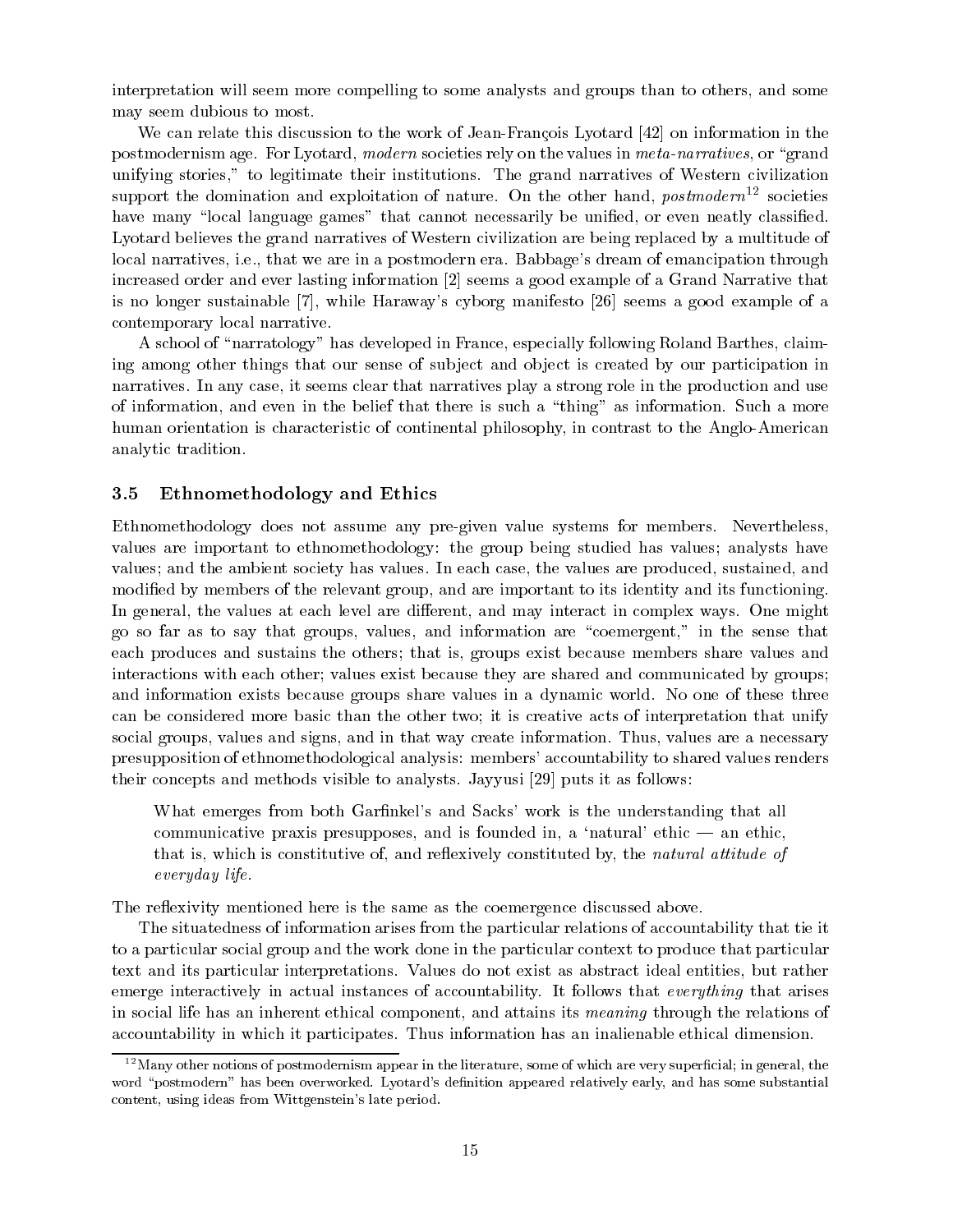interpretation will seem more compelling to some analysts and groups than to others, and some may seem dubious to most.

We can relate this discussion to the work of Jean-François Lyotard [42] on information in the postmodernism age. For Lyotard, *modern* societies rely on the values in *meta-narratives*, or "grand unifying stories," to legitimate their institutions. The grand narratives of Western civilization support the domination and exploitation of nature. On the other hand, *postmodern*[12] societies have many "local language games" that cannot necessarily be unified, or even neatly classified. Lyotard believes the grand narratives of Western civilization are being replaced by a multitude of local narratives, i.e., that we are in a postmodern era. Babbage's dream of emancipation through increased order and ever lasting information [2] seems a good example of a Grand Narrative that is no longer sustainable [7], while Haraway's cyborg manifesto [26] seems a good example of a contemporary local narrative.

A school of "narratology" has developed in France, especially following Roland Barthes, claiming among other things that our sense of subject and object is created by our participation in narratives. In any case, it seems clear that narratives play a strong role in the production and use of information, and even in the belief that there is such a "thing" as information. Such a more human orientation is characteristic of continental philosophy, in contrast to the Anglo-American analytic tradition.

### 3.5 Ethnomethodology and Ethics

Ethnomethodology does not assume any pre-given value systems for members. Nevertheless, values are important to ethnomethodology: the group being studied has values; analysts have values; and the ambient society has values. In each case, the values are produced, sustained, and modified by members of the relevant group, and are important to its identity and its functioning. In general, the values at each level are different, and may interact in complex ways. One might go so far as to say that groups, values, and information are "coemergent," in the sense that each produces and sustains the others; that is, groups exist because members share values and interactions with each other; values exist because they are shared and communicated by groups; and information exists because groups share values in a dynamic world. No one of these three can be considered more basic than the other two; it is creative acts of interpretation that unify social groups, values and signs, and in that way create information. Thus, values are a necessary presupposition of ethnomethodological analysis: members' accountability to shared values renders their concepts and methods visible to analysts. Jayyusi [29] puts it as follows:

> What emerges from both Garfinkel's and Sacks' work is the understanding that all communicative praxis presupposes, and is founded in, a 'natural' ethic — an ethic, that is, which is constitutive of, and reflexively constituted by, the *natural attitude of everyday life*.

The reflexivity mentioned here is the same as the coemergence discussed above.

The situatedness of information arises from the particular relations of accountability that tie it to a particular social group and the work done in the particular context to produce that particular text and its particular interpretations. Values do not exist as abstract ideal entities, but rather emerge interactively in actual instances of accountability. It follows that *everything* that arises in social life has an inherent ethical component, and attains its *meaning* through the relations of accountability in which it participates. Thus information has an inalienable ethical dimension.

[12] Many other notions of postmodernism appear in the literature, some of which are very superficial; in general, the word "postmodern" has been overworked. Lyotard's definition appeared relatively early, and has some substantial content, using ideas from Wittgenstein's late period.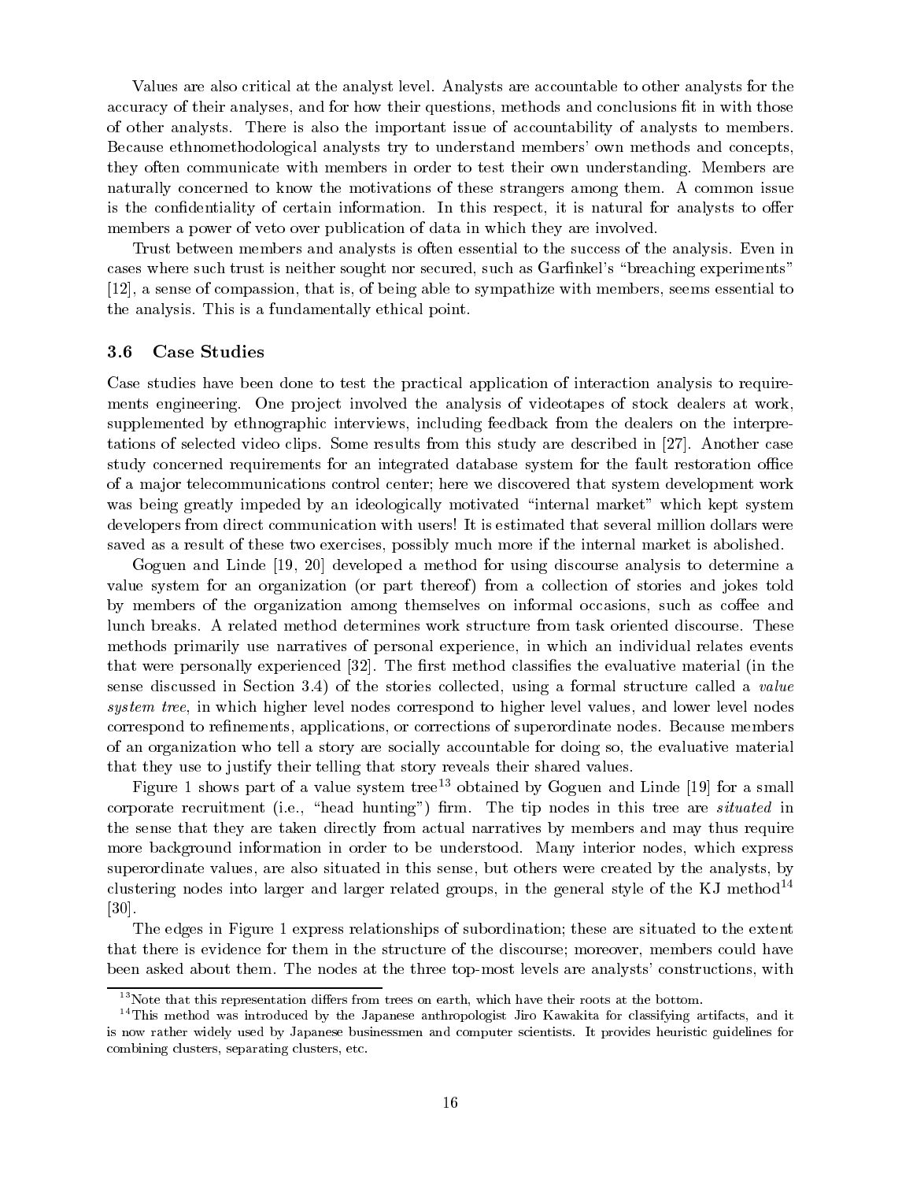Values are also critical at the analyst level. Analysts are accountable to other analysts for the accuracy of their analyses, and for how their questions, methods and conclusions fit in with those of other analysts. There is also the important issue of accountability of analysts to members. Because ethnomethodological analysts try to understand members' own methods and concepts, they often communicate with members in order to test their own understanding. Members are naturally concerned to know the motivations of these strangers among them. A common issue is the confidentiality of certain information. In this respect, it is natural for analysts to offer members a power of veto over publication of data in which they are involved.

Trust between members and analysts is often essential to the success of the analysis. Even in cases where such trust is neither sought nor secured, such as Garfinkel's "breaching experiments" [12], a sense of compassion, that is, of being able to sympathize with members, seems essential to the analysis. This is a fundamentally ethical point.

### 3.6 Case Studies

Case studies have been done to test the practical application of interaction analysis to requirements engineering. One project involved the analysis of videotapes of stock dealers at work, supplemented by ethnographic interviews, including feedback from the dealers on the interpretations of selected video clips. Some results from this study are described in [27]. Another case study concerned requirements for an integrated database system for the fault restoration office of a major telecommunications control center; here we discovered that system development work was being greatly impeded by an ideologically motivated "internal market" which kept system developers from direct communication with users! It is estimated that several million dollars were saved as a result of these two exercises, possibly much more if the internal market is abolished.

Goguen and Linde [19, 20] developed a method for using discourse analysis to determine a value system for an organization (or part thereof) from a collection of stories and jokes told by members of the organization among themselves on informal occasions, such as coffee and lunch breaks. A related method determines work structure from task oriented discourse. These methods primarily use narratives of personal experience, in which an individual relates events that were personally experienced [32]. The first method classifies the evaluative material (in the sense discussed in Section 3.4) of the stories collected, using a formal structure called a *value system tree*, in which higher level nodes correspond to higher level values, and lower level nodes correspond to refinements, applications, or corrections of superordinate nodes. Because members of an organization who tell a story are socially accountable for doing so, the evaluative material that they use to justify their telling that story reveals their shared values.

Figure 1 shows part of a value system tree[13] obtained by Goguen and Linde [19] for a small corporate recruitment (i.e., "head hunting") firm. The tip nodes in this tree are *situated* in the sense that they are taken directly from actual narratives by members and may thus require more background information in order to be understood. Many interior nodes, which express superordinate values, are also situated in this sense, but others were created by the analysts, by clustering nodes into larger and larger related groups, in the general style of the KJ method[14] [30].

The edges in Figure 1 express relationships of subordination; these are situated to the extent that there is evidence for them in the structure of the discourse; moreover, members could have been asked about them. The nodes at the three top-most levels are analysts' constructions, with

[13] Note that this representation differs from trees on earth, which have their roots at the bottom.

[14] This method was introduced by the Japanese anthropologist Jiro Kawakita for classifying artifacts, and it is now rather widely used by Japanese businessmen and computer scientists. It provides heuristic guidelines for combining clusters, separating clusters, etc.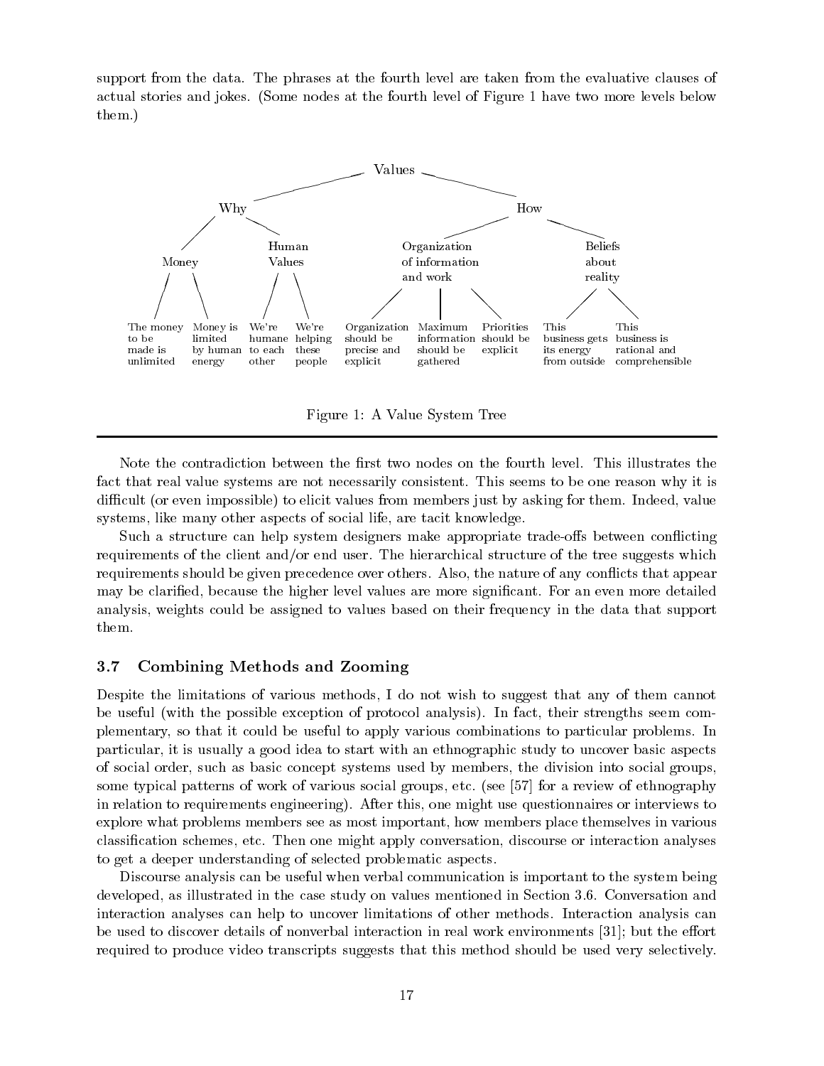support from the data. The phrases at the fourth level are taken from the evaluative clauses of actual stories and jokes. (Some nodes at the fourth level of Figure 1 have two more levels below them.)

- Values
  - Why
    - Money
      - The money to be made is unlimited
      - Money is limited by human energy
    - Human Values
      - We're humane to each other
      - We're helping these people
  - How
    - Organization of information and work
      - Organization should be precise and explicit
      - Maximum information should be gathered
      - Priorities should be explicit
    - Beliefs about reality
      - This business gets its energy from outside
      - This business is rational and comprehensible

Figure 1: A Value System Tree

---

Note the contradiction between the first two nodes on the fourth level. This illustrates the fact that real value systems are not necessarily consistent. This seems to be one reason why it is difficult (or even impossible) to elicit values from members just by asking for them. Indeed, value systems, like many other aspects of social life, are tacit knowledge.

Such a structure can help system designers make appropriate trade-offs between conflicting requirements of the client and/or end user. The hierarchical structure of the tree suggests which requirements should be given precedence over others. Also, the nature of any conflicts that appear may be clarified, because the higher level values are more significant. For an even more detailed analysis, weights could be assigned to values based on their frequency in the data that support them.

### 3.7 Combining Methods and Zooming

Despite the limitations of various methods, I do not wish to suggest that any of them cannot be useful (with the possible exception of protocol analysis). In fact, their strengths seem complementary, so that it could be useful to apply various combinations to particular problems. In particular, it is usually a good idea to start with an ethnographic study to uncover basic aspects of social order, such as basic concept systems used by members, the division into social groups, some typical patterns of work of various social groups, etc. (see [57] for a review of ethnography in relation to requirements engineering). After this, one might use questionnaires or interviews to explore what problems members see as most important, how members place themselves in various classification schemes, etc. Then one might apply conversation, discourse or interaction analyses to get a deeper understanding of selected problematic aspects.

Discourse analysis can be useful when verbal communication is important to the system being developed, as illustrated in the case study on values mentioned in Section 3.6. Conversation and interaction analyses can help to uncover limitations of other methods. Interaction analysis can be used to discover details of nonverbal interaction in real work environments [31]; but the effort required to produce video transcripts suggests that this method should be used very selectively.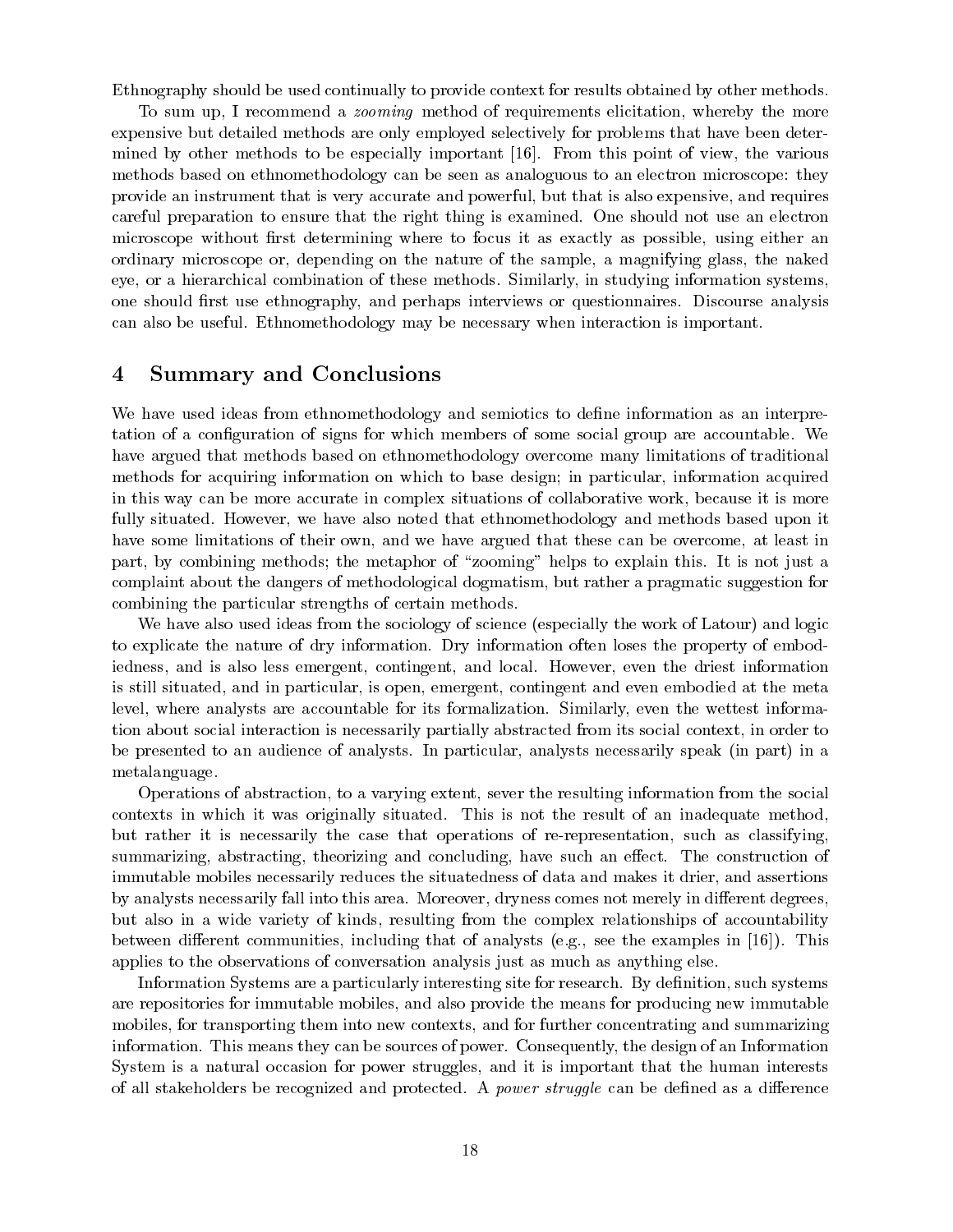Ethnography should be used continually to provide context for results obtained by other methods.

To sum up, I recommend a *zooming* method of requirements elicitation, whereby the more expensive but detailed methods are only employed selectively for problems that have been determined by other methods to be especially important [16]. From this point of view, the various methods based on ethnomethodology can be seen as analoguous to an electron microscope: they provide an instrument that is very accurate and powerful, but that is also expensive, and requires careful preparation to ensure that the right thing is examined. One should not use an electron microscope without first determining where to focus it as exactly as possible, using either an ordinary microscope or, depending on the nature of the sample, a magnifying glass, the naked eye, or a hierarchical combination of these methods. Similarly, in studying information systems, one should first use ethnography, and perhaps interviews or questionnaires. Discourse analysis can also be useful. Ethnomethodology may be necessary when interaction is important.

## 4 Summary and Conclusions

We have used ideas from ethnomethodology and semiotics to define information as an interpretation of a configuration of signs for which members of some social group are accountable. We have argued that methods based on ethnomethodology overcome many limitations of traditional methods for acquiring information on which to base design; in particular, information acquired in this way can be more accurate in complex situations of collaborative work, because it is more fully situated. However, we have also noted that ethnomethodology and methods based upon it have some limitations of their own, and we have argued that these can be overcome, at least in part, by combining methods; the metaphor of "zooming" helps to explain this. It is not just a complaint about the dangers of methodological dogmatism, but rather a pragmatic suggestion for combining the particular strengths of certain methods.

We have also used ideas from the sociology of science (especially the work of Latour) and logic to explicate the nature of dry information. Dry information often loses the property of embodiedness, and is also less emergent, contingent, and local. However, even the driest information is still situated, and in particular, is open, emergent, contingent and even embodied at the meta level, where analysts are accountable for its formalization. Similarly, even the wettest information about social interaction is necessarily partially abstracted from its social context, in order to be presented to an audience of analysts. In particular, analysts necessarily speak (in part) in a metalanguage.

Operations of abstraction, to a varying extent, sever the resulting information from the social contexts in which it was originally situated. This is not the result of an inadequate method, but rather it is necessarily the case that operations of re-representation, such as classifying, summarizing, abstracting, theorizing and concluding, have such an effect. The construction of immutable mobiles necessarily reduces the situatedness of data and makes it drier, and assertions by analysts necessarily fall into this area. Moreover, dryness comes not merely in different degrees, but also in a wide variety of kinds, resulting from the complex relationships of accountability between different communities, including that of analysts (e.g., see the examples in [16]). This applies to the observations of conversation analysis just as much as anything else.

Information Systems are a particularly interesting site for research. By definition, such systems are repositories for immutable mobiles, and also provide the means for producing new immutable mobiles, for transporting them into new contexts, and for further concentrating and summarizing information. This means they can be sources of power. Consequently, the design of an Information System is a natural occasion for power struggles, and it is important that the human interests of all stakeholders be recognized and protected. A *power struggle* can be defined as a difference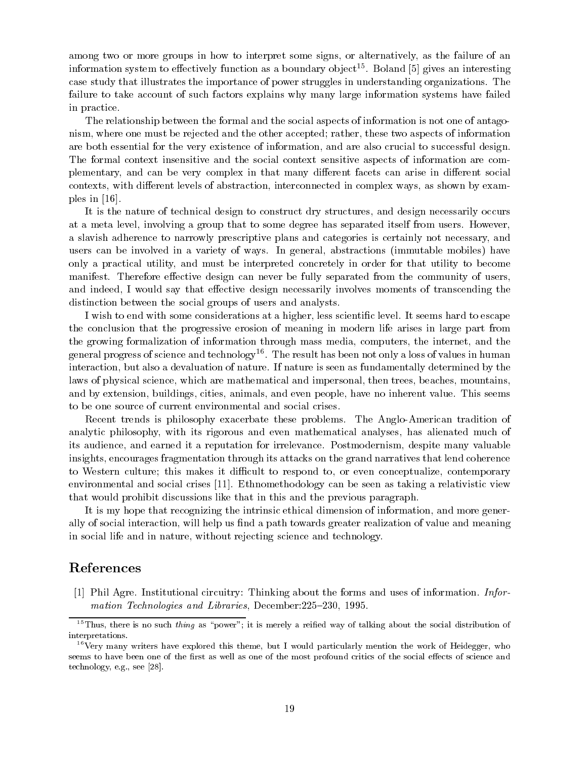among two or more groups in how to interpret some signs, or alternatively, as the failure of an information system to effectively function as a boundary object[15]. Boland [5] gives an interesting case study that illustrates the importance of power struggles in understanding organizations. The failure to take account of such factors explains why many large information systems have failed in practice.

The relationship between the formal and the social aspects of information is not one of antagonism, where one must be rejected and the other accepted; rather, these two aspects of information are both essential for the very existence of information, and are also crucial to successful design. The formal context insensitive and the social context sensitive aspects of information are complementary, and can be very complex in that many different facets can arise in different social contexts, with different levels of abstraction, interconnected in complex ways, as shown by examples in [16].

It is the nature of technical design to construct dry structures, and design necessarily occurs at a meta level, involving a group that to some degree has separated itself from users. However, a slavish adherence to narrowly prescriptive plans and categories is certainly not necessary, and users can be involved in a variety of ways. In general, abstractions (immutable mobiles) have only a practical utility, and must be interpreted concretely in order for that utility to become manifest. Therefore effective design can never be fully separated from the community of users, and indeed, I would say that effective design necessarily involves moments of transcending the distinction between the social groups of users and analysts.

I wish to end with some considerations at a higher, less scientific level. It seems hard to escape the conclusion that the progressive erosion of meaning in modern life arises in large part from the growing formalization of information through mass media, computers, the internet, and the general progress of science and technology[16]. The result has been not only a loss of values in human interaction, but also a devaluation of nature. If nature is seen as fundamentally determined by the laws of physical science, which are mathematical and impersonal, then trees, beaches, mountains, and by extension, buildings, cities, animals, and even people, have no inherent value. This seems to be one source of current environmental and social crises.

Recent trends is philosophy exacerbate these problems. The Anglo-American tradition of analytic philosophy, with its rigorous and even mathematical analyses, has alienated much of its audience, and earned it a reputation for irrelevance. Postmodernism, despite many valuable insights, encourages fragmentation through its attacks on the grand narratives that lend coherence to Western culture; this makes it difficult to respond to, or even conceptualize, contemporary environmental and social crises [11]. Ethnomethodology can be seen as taking a relativistic view that would prohibit discussions like that in this and the previous paragraph.

It is my hope that recognizing the intrinsic ethical dimension of information, and more generally of social interaction, will help us find a path towards greater realization of value and meaning in social life and in nature, without rejecting science and technology.

## References

[1] Phil Agre. Institutional circuitry: Thinking about the forms and uses of information. *Information Technologies and Libraries*, December:225–230, 1995.

[15] Thus, there is no such *thing* as "power"; it is merely a reified way of talking about the social distribution of interpretations.

[16] Very many writers have explored this theme, but I would particularly mention the work of Heidegger, who seems to have been one of the first as well as one of the most profound critics of the social effects of science and technology, e.g., see [28].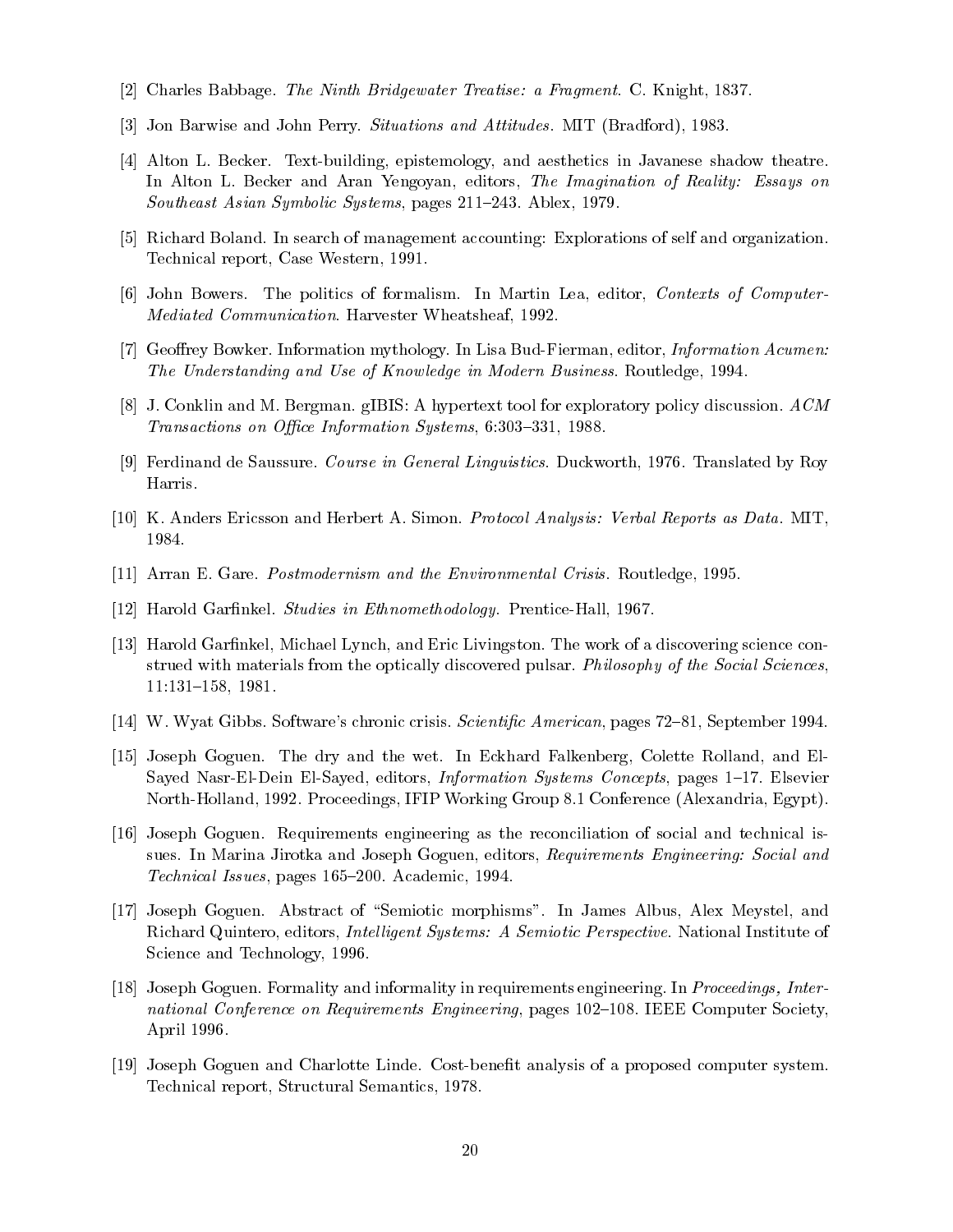[2] Charles Babbage. *The Ninth Bridgewater Treatise: a Fragment*. C. Knight, 1837.

[3] Jon Barwise and John Perry. *Situations and Attitudes*. MIT (Bradford), 1983.

[4] Alton L. Becker. Text-building, epistemology, and aesthetics in Javanese shadow theatre. In Alton L. Becker and Aran Yengoyan, editors, *The Imagination of Reality: Essays on Southeast Asian Symbolic Systems*, pages 211–243. Ablex, 1979.

[5] Richard Boland. In search of management accounting: Explorations of self and organization. Technical report, Case Western, 1991.

[6] John Bowers. The politics of formalism. In Martin Lea, editor, *Contexts of Computer-Mediated Communication*. Harvester Wheatsheaf, 1992.

[7] Geoffrey Bowker. Information mythology. In Lisa Bud-Fierman, editor, *Information Acumen: The Understanding and Use of Knowledge in Modern Business*. Routledge, 1994.

[8] J. Conklin and M. Bergman. gIBIS: A hypertext tool for exploratory policy discussion. *ACM Transactions on Office Information Systems*, 6:303–331, 1988.

[9] Ferdinand de Saussure. *Course in General Linguistics*. Duckworth, 1976. Translated by Roy Harris.

[10] K. Anders Ericsson and Herbert A. Simon. *Protocol Analysis: Verbal Reports as Data*. MIT, 1984.

[11] Arran E. Gare. *Postmodernism and the Environmental Crisis*. Routledge, 1995.

[12] Harold Garfinkel. *Studies in Ethnomethodology*. Prentice-Hall, 1967.

[13] Harold Garfinkel, Michael Lynch, and Eric Livingston. The work of a discovering science construed with materials from the optically discovered pulsar. *Philosophy of the Social Sciences*, 11:131–158, 1981.

[14] W. Wyat Gibbs. Software's chronic crisis. *Scientific American*, pages 72–81, September 1994.

[15] Joseph Goguen. The dry and the wet. In Eckhard Falkenberg, Colette Rolland, and El-Sayed Nasr-El-Dein El-Sayed, editors, *Information Systems Concepts*, pages 1–17. Elsevier North-Holland, 1992. Proceedings, IFIP Working Group 8.1 Conference (Alexandria, Egypt).

[16] Joseph Goguen. Requirements engineering as the reconciliation of social and technical issues. In Marina Jirotka and Joseph Goguen, editors, *Requirements Engineering: Social and Technical Issues*, pages 165–200. Academic, 1994.

[17] Joseph Goguen. Abstract of "Semiotic morphisms". In James Albus, Alex Meystel, and Richard Quintero, editors, *Intelligent Systems: A Semiotic Perspective*. National Institute of Science and Technology, 1996.

[18] Joseph Goguen. Formality and informality in requirements engineering. In *Proceedings, International Conference on Requirements Engineering*, pages 102–108. IEEE Computer Society, April 1996.

[19] Joseph Goguen and Charlotte Linde. Cost-benefit analysis of a proposed computer system. Technical report, Structural Semantics, 1978.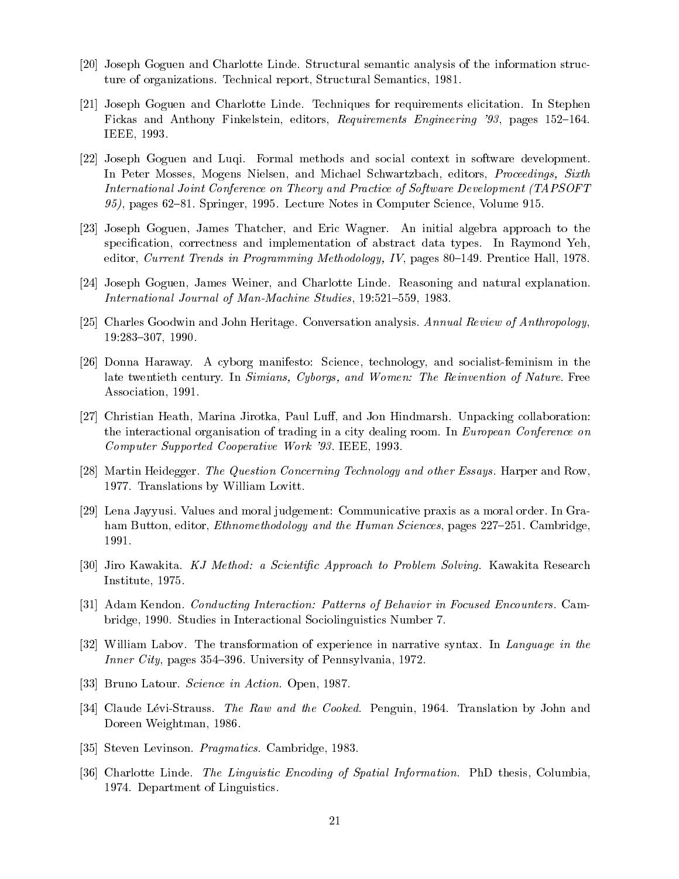[20] Joseph Goguen and Charlotte Linde. Structural semantic analysis of the information structure of organizations. Technical report, Structural Semantics, 1981.

[21] Joseph Goguen and Charlotte Linde. Techniques for requirements elicitation. In Stephen Fickas and Anthony Finkelstein, editors, *Requirements Engineering '93*, pages 152–164. IEEE, 1993.

[22] Joseph Goguen and Luqi. Formal methods and social context in software development. In Peter Mosses, Mogens Nielsen, and Michael Schwartzbach, editors, *Proceedings, Sixth International Joint Conference on Theory and Practice of Software Development (TAPSOFT 95)*, pages 62–81. Springer, 1995. Lecture Notes in Computer Science, Volume 915.

[23] Joseph Goguen, James Thatcher, and Eric Wagner. An initial algebra approach to the specification, correctness and implementation of abstract data types. In Raymond Yeh, editor, *Current Trends in Programming Methodology, IV*, pages 80–149. Prentice Hall, 1978.

[24] Joseph Goguen, James Weiner, and Charlotte Linde. Reasoning and natural explanation. *International Journal of Man-Machine Studies*, 19:521–559, 1983.

[25] Charles Goodwin and John Heritage. Conversation analysis. *Annual Review of Anthropology*, 19:283–307, 1990.

[26] Donna Haraway. A cyborg manifesto: Science, technology, and socialist-feminism in the late twentieth century. In *Simians, Cyborgs, and Women: The Reinvention of Nature*. Free Association, 1991.

[27] Christian Heath, Marina Jirotka, Paul Luff, and Jon Hindmarsh. Unpacking collaboration: the interactional organisation of trading in a city dealing room. In *European Conference on Computer Supported Cooperative Work '93*. IEEE, 1993.

[28] Martin Heidegger. *The Question Concerning Technology and other Essays*. Harper and Row, 1977. Translations by William Lovitt.

[29] Lena Jayyusi. Values and moral judgement: Communicative praxis as a moral order. In Graham Button, editor, *Ethnomethodology and the Human Sciences*, pages 227–251. Cambridge, 1991.

[30] Jiro Kawakita. *KJ Method: a Scientific Approach to Problem Solving*. Kawakita Research Institute, 1975.

[31] Adam Kendon. *Conducting Interaction: Patterns of Behavior in Focused Encounters*. Cambridge, 1990. Studies in Interactional Sociolinguistics Number 7.

[32] William Labov. The transformation of experience in narrative syntax. In *Language in the Inner City*, pages 354–396. University of Pennsylvania, 1972.

[33] Bruno Latour. *Science in Action*. Open, 1987.

[34] Claude Lévi-Strauss. *The Raw and the Cooked*. Penguin, 1964. Translation by John and Doreen Weightman, 1986.

[35] Steven Levinson. *Pragmatics*. Cambridge, 1983.

[36] Charlotte Linde. *The Linguistic Encoding of Spatial Information*. PhD thesis, Columbia, 1974. Department of Linguistics.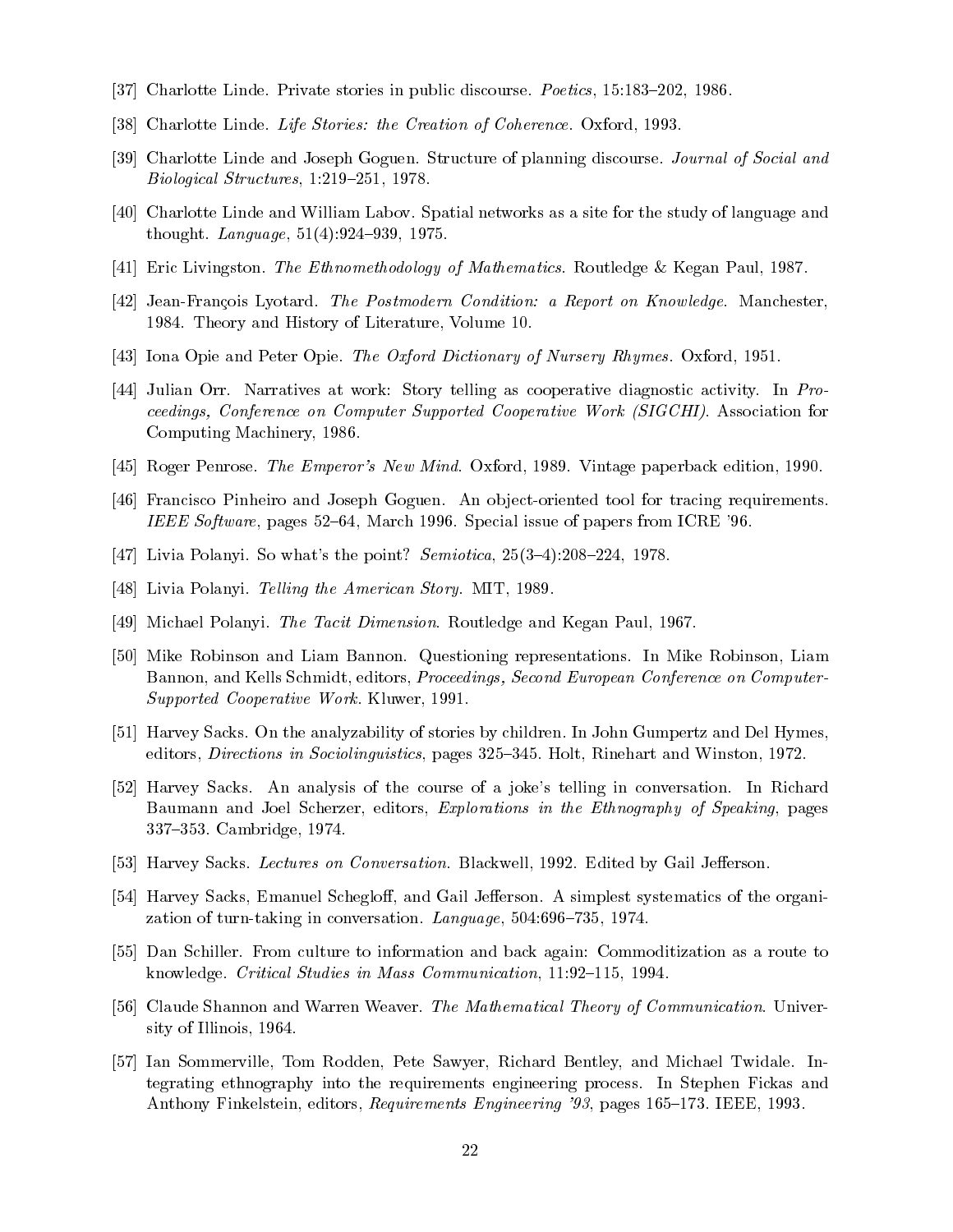[37] Charlotte Linde. Private stories in public discourse. *Poetics*, 15:183–202, 1986.

[38] Charlotte Linde. *Life Stories: the Creation of Coherence*. Oxford, 1993.

[39] Charlotte Linde and Joseph Goguen. Structure of planning discourse. *Journal of Social and Biological Structures*, 1:219–251, 1978.

[40] Charlotte Linde and William Labov. Spatial networks as a site for the study of language and thought. *Language*, 51(4):924–939, 1975.

[41] Eric Livingston. *The Ethnomethodology of Mathematics*. Routledge & Kegan Paul, 1987.

[42] Jean-François Lyotard. *The Postmodern Condition: a Report on Knowledge*. Manchester, 1984. Theory and History of Literature, Volume 10.

[43] Iona Opie and Peter Opie. *The Oxford Dictionary of Nursery Rhymes*. Oxford, 1951.

[44] Julian Orr. Narratives at work: Story telling as cooperative diagnostic activity. In *Proceedings, Conference on Computer Supported Cooperative Work (SIGCHI)*. Association for Computing Machinery, 1986.

[45] Roger Penrose. *The Emperor's New Mind*. Oxford, 1989. Vintage paperback edition, 1990.

[46] Francisco Pinheiro and Joseph Goguen. An object-oriented tool for tracing requirements. *IEEE Software*, pages 52–64, March 1996. Special issue of papers from ICRE '96.

[47] Livia Polanyi. So what's the point? *Semiotica*, 25(3–4):208–224, 1978.

[48] Livia Polanyi. *Telling the American Story*. MIT, 1989.

[49] Michael Polanyi. *The Tacit Dimension*. Routledge and Kegan Paul, 1967.

[50] Mike Robinson and Liam Bannon. Questioning representations. In Mike Robinson, Liam Bannon, and Kells Schmidt, editors, *Proceedings, Second European Conference on Computer-Supported Cooperative Work*. Kluwer, 1991.

[51] Harvey Sacks. On the analyzability of stories by children. In John Gumpertz and Del Hymes, editors, *Directions in Sociolinguistics*, pages 325–345. Holt, Rinehart and Winston, 1972.

[52] Harvey Sacks. An analysis of the course of a joke's telling in conversation. In Richard Baumann and Joel Scherzer, editors, *Explorations in the Ethnography of Speaking*, pages 337–353. Cambridge, 1974.

[53] Harvey Sacks. *Lectures on Conversation*. Blackwell, 1992. Edited by Gail Jefferson.

[54] Harvey Sacks, Emanuel Schegloff, and Gail Jefferson. A simplest systematics of the organization of turn-taking in conversation. *Language*, 504:696–735, 1974.

[55] Dan Schiller. From culture to information and back again: Commoditization as a route to knowledge. *Critical Studies in Mass Communication*, 11:92–115, 1994.

[56] Claude Shannon and Warren Weaver. *The Mathematical Theory of Communication*. University of Illinois, 1964.

[57] Ian Sommerville, Tom Rodden, Pete Sawyer, Richard Bentley, and Michael Twidale. Integrating ethnography into the requirements engineering process. In Stephen Fickas and Anthony Finkelstein, editors, *Requirements Engineering '93*, pages 165–173. IEEE, 1993.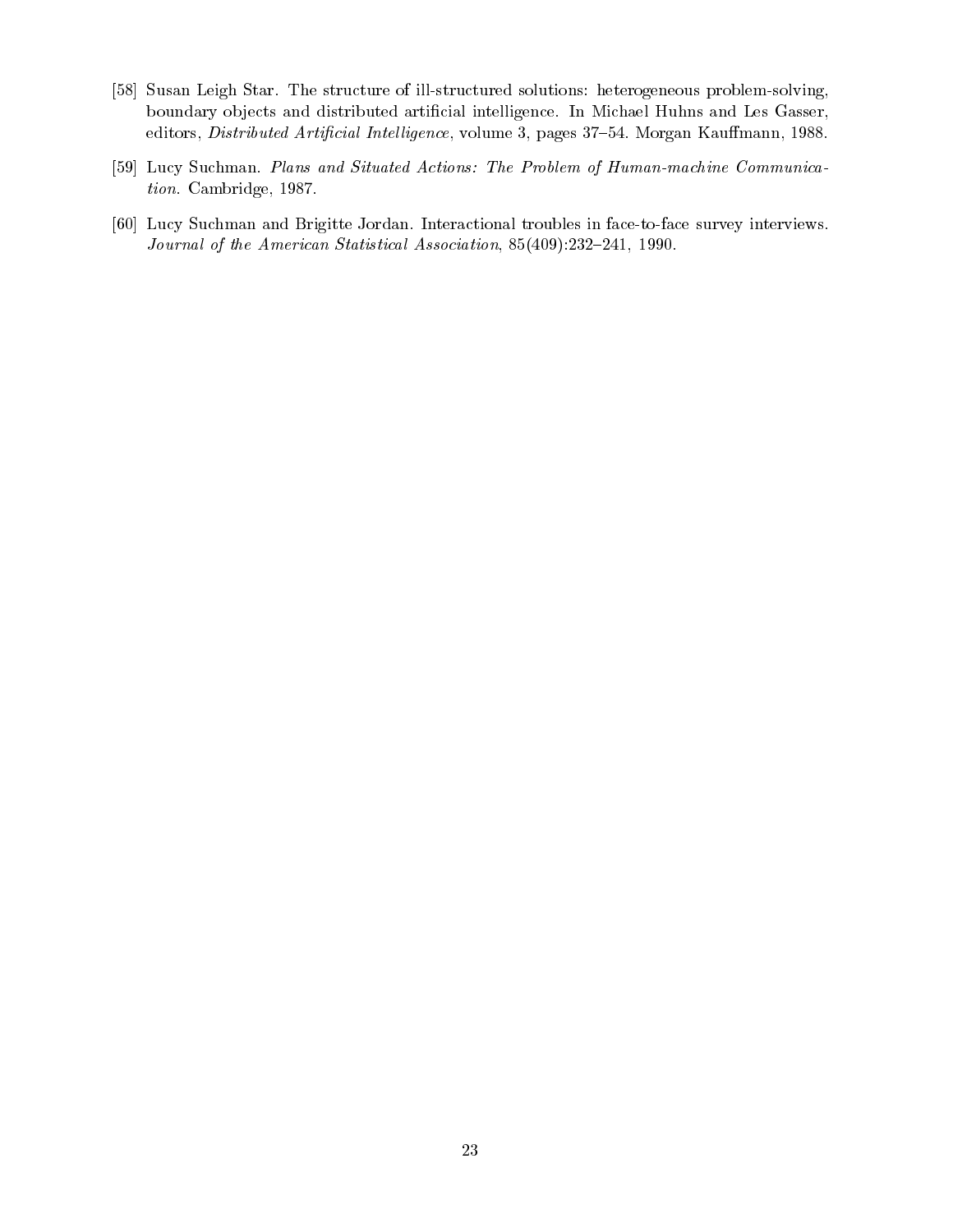[58] Susan Leigh Star. The structure of ill-structured solutions: heterogeneous problem-solving, boundary objects and distributed artificial intelligence. In Michael Huhns and Les Gasser, editors, *Distributed Artificial Intelligence*, volume 3, pages 37–54. Morgan Kauffmann, 1988.

[59] Lucy Suchman. *Plans and Situated Actions: The Problem of Human-machine Communication*. Cambridge, 1987.

[60] Lucy Suchman and Brigitte Jordan. Interactional troubles in face-to-face survey interviews. *Journal of the American Statistical Association*, 85(409):232–241, 1990.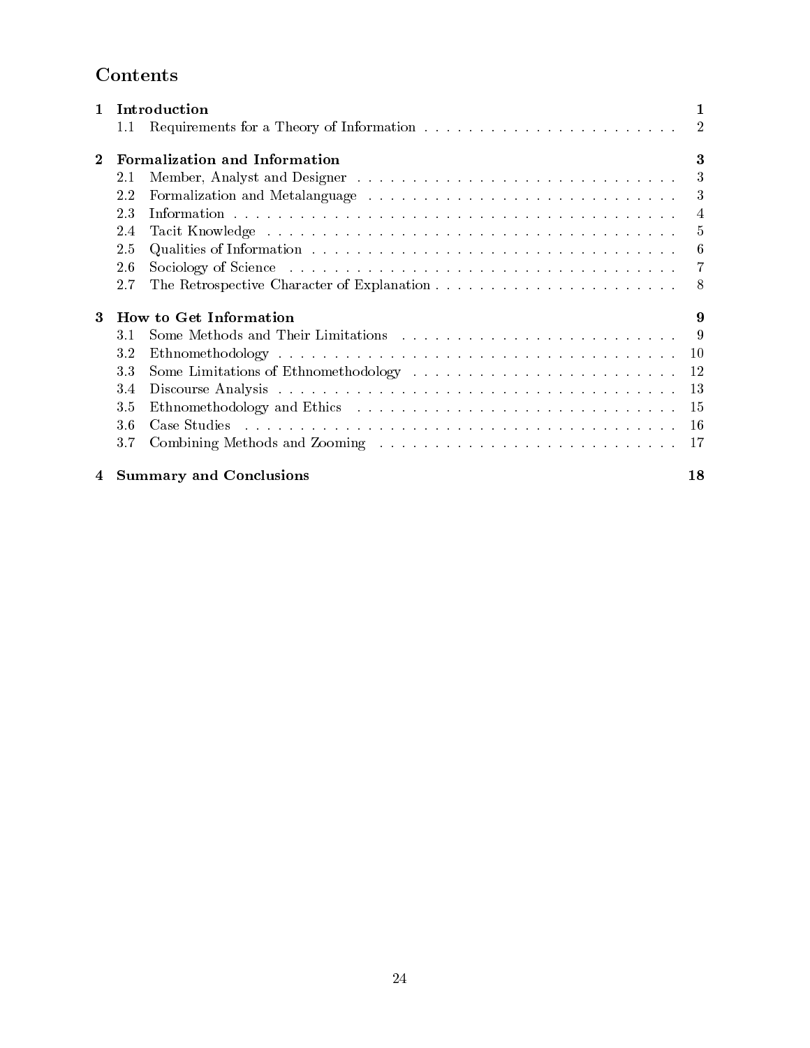## Contents

**1 Introduction** — **1**
- 1.1 Requirements for a Theory of Information — 2

**2 Formalization and Information** — **3**
- 2.1 Member, Analyst and Designer — 3
- 2.2 Formalization and Metalanguage — 3
- 2.3 Information — 4
- 2.4 Tacit Knowledge — 5
- 2.5 Qualities of Information — 6
- 2.6 Sociology of Science — 7
- 2.7 The Retrospective Character of Explanation — 8

**3 How to Get Information** — **9**
- 3.1 Some Methods and Their Limitations — 9
- 3.2 Ethnomethodology — 10
- 3.3 Some Limitations of Ethnomethodology — 12
- 3.4 Discourse Analysis — 13
- 3.5 Ethnomethodology and Ethics — 15
- 3.6 Case Studies — 16
- 3.7 Combining Methods and Zooming — 17

**4 Summary and Conclusions** — **18**